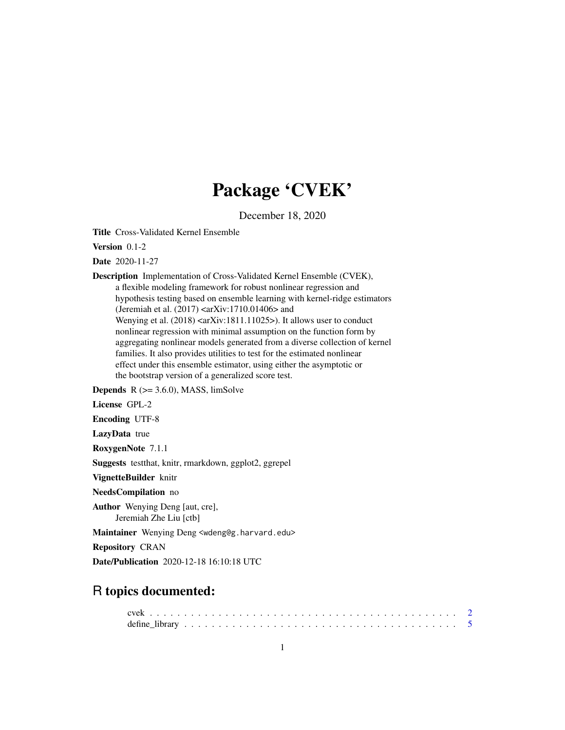# Package 'CVEK'

December 18, 2020

**Title** Cross-Validated Kernel Ensemble

**Version** 0.1-2

**Date** 2020-11-27

**Description** Implementation of Cross-Validated Kernel Ensemble (CVEK), a flexible modeling framework for robust nonlinear regression and hypothesis testing based on ensemble learning with kernel-ridge estimators (Jeremiah et al. (2017) <arXiv:1710.01406> and Wenying et al. (2018) <arXiv:1811.11025>). It allows user to conduct nonlinear regression with minimal assumption on the function form by aggregating nonlinear models generated from a diverse collection of kernel families. It also provides utilities to test for the estimated nonlinear effect under this ensemble estimator, using either the asymptotic or the bootstrap version of a generalized score test.

**Depends** R (>= 3.6.0), MASS, limSolve

**License** GPL-2

**Encoding** UTF-8

**LazyData** true

**RoxygenNote** 7.1.1

**Suggests** testthat, knitr, rmarkdown, ggplot2, ggrepel

**VignetteBuilder** knitr

**NeedsCompilation** no

**Author** Wenying Deng [aut, cre], Jeremiah Zhe Liu [ctb]

**Maintainer** Wenying Deng <wdeng@g.harvard.edu>

**Repository** CRAN

**Date/Publication** 2020-12-18 16:10:18 UTC

## R topics documented:

cvek . . . . . . . . . . . . . . . . . . . . . . . . . . . . . . . . . . . . . . . . . . . . . 2
define_library . . . . . . . . . . . . . . . . . . . . . . . . . . . . . . . . . . . . . . . . 5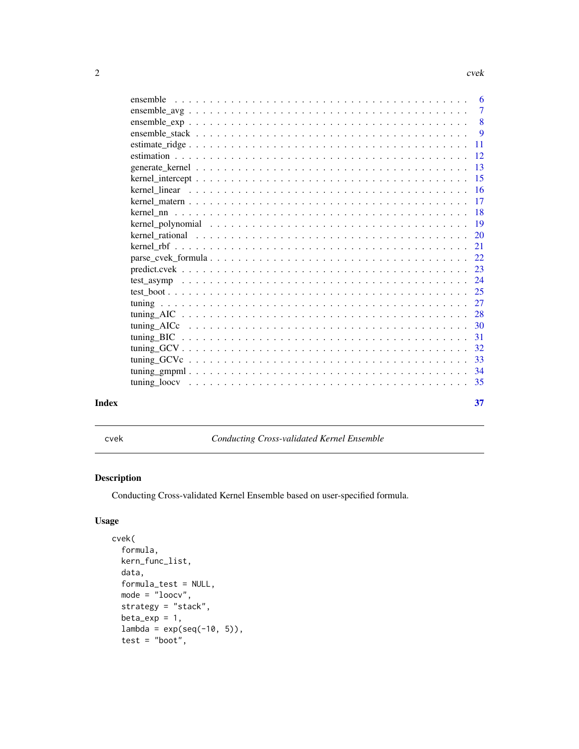ensemble . . . . . . . . . . . . . . . . . . . . . . . . . . . . . . . . . . . . . . 6
ensemble_avg . . . . . . . . . . . . . . . . . . . . . . . . . . . . . . . . . . . . 7
ensemble_exp . . . . . . . . . . . . . . . . . . . . . . . . . . . . . . . . . . . . 8
ensemble_stack . . . . . . . . . . . . . . . . . . . . . . . . . . . . . . . . . . . 9
estimate_ridge . . . . . . . . . . . . . . . . . . . . . . . . . . . . . . . . . . . 11
estimation . . . . . . . . . . . . . . . . . . . . . . . . . . . . . . . . . . . . . 12
generate_kernel . . . . . . . . . . . . . . . . . . . . . . . . . . . . . . . . . . 13
kernel_intercept . . . . . . . . . . . . . . . . . . . . . . . . . . . . . . . . . . 15
kernel_linear . . . . . . . . . . . . . . . . . . . . . . . . . . . . . . . . . . . 16
kernel_matern . . . . . . . . . . . . . . . . . . . . . . . . . . . . . . . . . . . 17
kernel_nn . . . . . . . . . . . . . . . . . . . . . . . . . . . . . . . . . . . . . 18
kernel_polynomial . . . . . . . . . . . . . . . . . . . . . . . . . . . . . . . . . 19
kernel_rational . . . . . . . . . . . . . . . . . . . . . . . . . . . . . . . . . . 20
kernel_rbf . . . . . . . . . . . . . . . . . . . . . . . . . . . . . . . . . . . . . 21
parse_cvek_formula . . . . . . . . . . . . . . . . . . . . . . . . . . . . . . . . 22
predict.cvek . . . . . . . . . . . . . . . . . . . . . . . . . . . . . . . . . . . . 23
test_asymp . . . . . . . . . . . . . . . . . . . . . . . . . . . . . . . . . . . . . 24
test_boot . . . . . . . . . . . . . . . . . . . . . . . . . . . . . . . . . . . . . . 25
tuning . . . . . . . . . . . . . . . . . . . . . . . . . . . . . . . . . . . . . . . 27
tuning_AIC . . . . . . . . . . . . . . . . . . . . . . . . . . . . . . . . . . . . . 28
tuning_AICc . . . . . . . . . . . . . . . . . . . . . . . . . . . . . . . . . . . . 30
tuning_BIC . . . . . . . . . . . . . . . . . . . . . . . . . . . . . . . . . . . . . 31
tuning_GCV . . . . . . . . . . . . . . . . . . . . . . . . . . . . . . . . . . . . . 32
tuning_GCVc . . . . . . . . . . . . . . . . . . . . . . . . . . . . . . . . . . . . 33
tuning_gmpml . . . . . . . . . . . . . . . . . . . . . . . . . . . . . . . . . . . . 34
tuning_loocv . . . . . . . . . . . . . . . . . . . . . . . . . . . . . . . . . . . . 35

**Index** **37**

---

cvek — *Conducting Cross-validated Kernel Ensemble*

---

## Description

Conducting Cross-validated Kernel Ensemble based on user-specified formula.

## Usage

```
cvek(
  formula,
  kern_func_list,
  data,
  formula_test = NULL,
  mode = "loocv",
  strategy = "stack",
  beta_exp = 1,
  lambda = exp(seq(-10, 5)),
  test = "boot",
```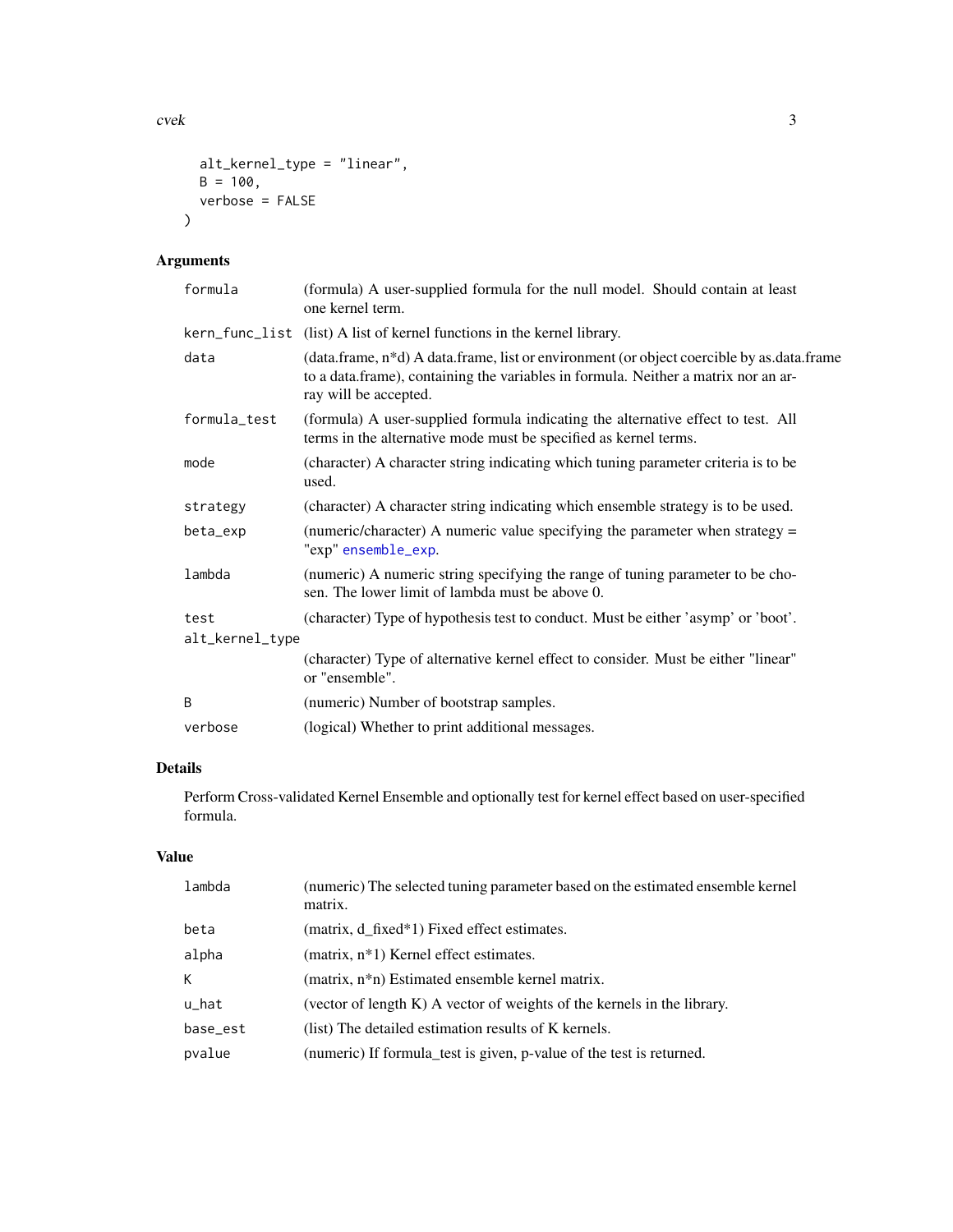```
  alt_kernel_type = "linear",
  B = 100,
  verbose = FALSE
)
```

## Arguments

| | |
|---|---|
| formula | (formula) A user-supplied formula for the null model. Should contain at least one kernel term. |
| kern_func_list | (list) A list of kernel functions in the kernel library. |
| data | (data.frame, n*d) A data.frame, list or environment (or object coercible by as.data.frame to a data.frame), containing the variables in formula. Neither a matrix nor an array will be accepted. |
| formula_test | (formula) A user-supplied formula indicating the alternative effect to test. All terms in the alternative mode must be specified as kernel terms. |
| mode | (character) A character string indicating which tuning parameter criteria is to be used. |
| strategy | (character) A character string indicating which ensemble strategy is to be used. |
| beta_exp | (numeric/character) A numeric value specifying the parameter when strategy = "exp" ensemble_exp. |
| lambda | (numeric) A numeric string specifying the range of tuning parameter to be chosen. The lower limit of lambda must be above 0. |
| test | (character) Type of hypothesis test to conduct. Must be either 'asymp' or 'boot'. |
| alt_kernel_type | (character) Type of alternative kernel effect to consider. Must be either "linear" or "ensemble". |
| B | (numeric) Number of bootstrap samples. |
| verbose | (logical) Whether to print additional messages. |

## Details

Perform Cross-validated Kernel Ensemble and optionally test for kernel effect based on user-specified formula.

## Value

| | |
|---|---|
| lambda | (numeric) The selected tuning parameter based on the estimated ensemble kernel matrix. |
| beta | (matrix, d_fixed*1) Fixed effect estimates. |
| alpha | (matrix, n*1) Kernel effect estimates. |
| K | (matrix, n*n) Estimated ensemble kernel matrix. |
| u_hat | (vector of length K) A vector of weights of the kernels in the library. |
| base_est | (list) The detailed estimation results of K kernels. |
| pvalue | (numeric) If formula_test is given, p-value of the test is returned. |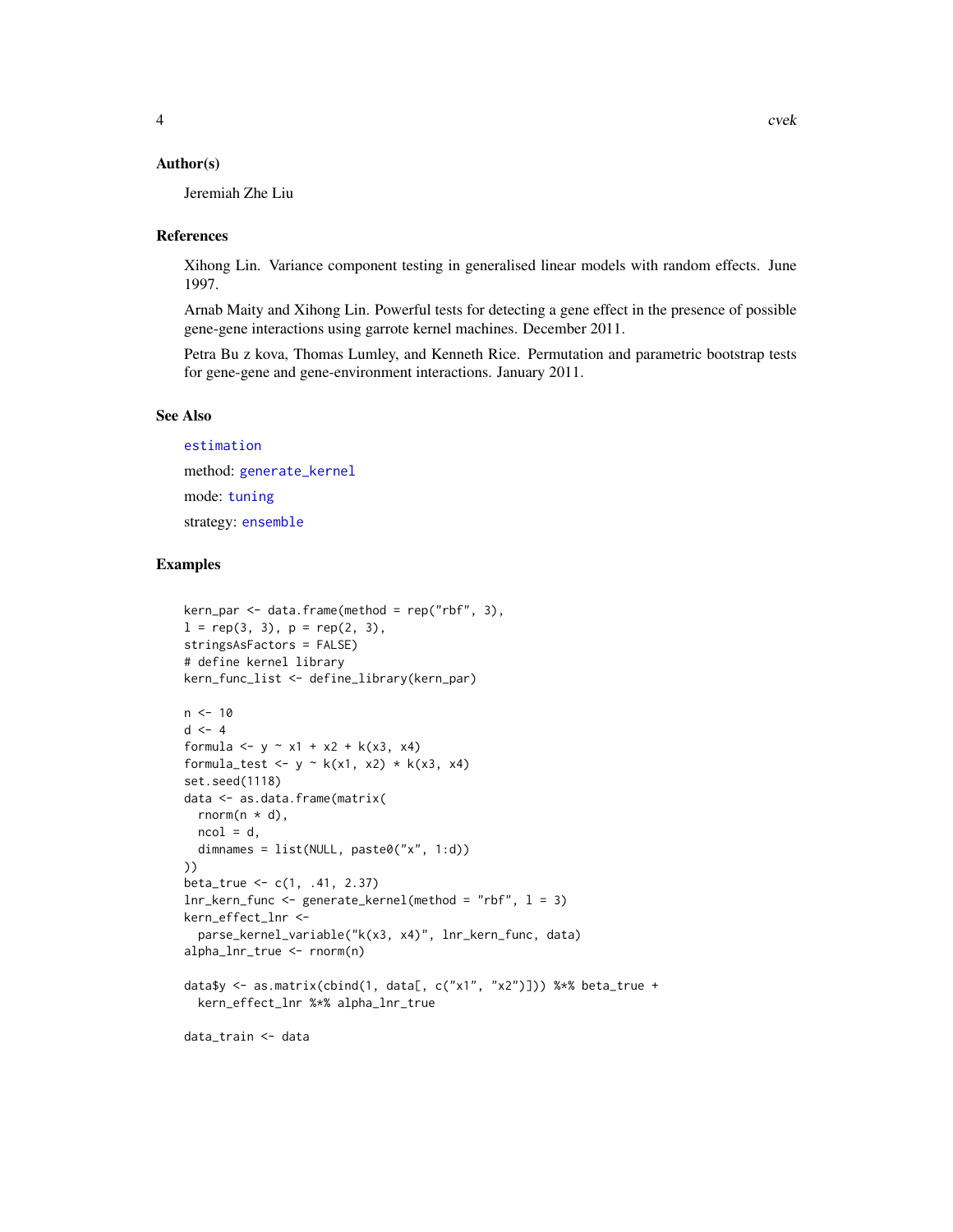### Author(s)

Jeremiah Zhe Liu

### References

Xihong Lin. Variance component testing in generalised linear models with random effects. June 1997.

Arnab Maity and Xihong Lin. Powerful tests for detecting a gene effect in the presence of possible gene-gene interactions using garrote kernel machines. December 2011.

Petra Bu z kova, Thomas Lumley, and Kenneth Rice. Permutation and parametric bootstrap tests for gene-gene and gene-environment interactions. January 2011.

### See Also

estimation

method: generate_kernel

mode: tuning

strategy: ensemble

### Examples

```
kern_par <- data.frame(method = rep("rbf", 3),
l = rep(3, 3), p = rep(2, 3),
stringsAsFactors = FALSE)
# define kernel library
kern_func_list <- define_library(kern_par)

n <- 10
d <- 4
formula <- y ~ x1 + x2 + k(x3, x4)
formula_test <- y ~ k(x1, x2) * k(x3, x4)
set.seed(1118)
data <- as.data.frame(matrix(
  rnorm(n * d),
  ncol = d,
  dimnames = list(NULL, paste0("x", 1:d))
))
beta_true <- c(1, .41, 2.37)
lnr_kern_func <- generate_kernel(method = "rbf", l = 3)
kern_effect_lnr <-
  parse_kernel_variable("k(x3, x4)", lnr_kern_func, data)
alpha_lnr_true <- rnorm(n)

data$y <- as.matrix(cbind(1, data[, c("x1", "x2")])) %*% beta_true +
  kern_effect_lnr %*% alpha_lnr_true

data_train <- data
```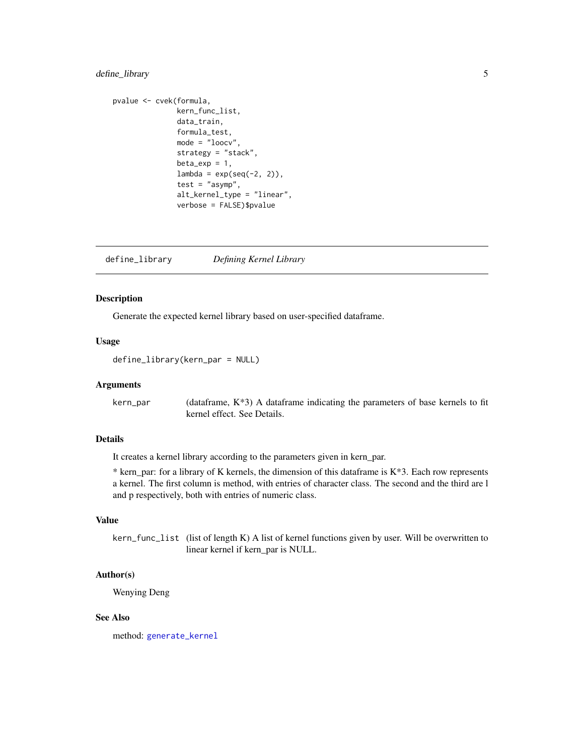```
pvalue <- cvek(formula,
               kern_func_list,
               data_train,
               formula_test,
               mode = "loocv",
               strategy = "stack",
               beta_exp = 1,
               lambda = exp(seq(-2, 2)),
               test = "asymp",
               alt_kernel_type = "linear",
               verbose = FALSE)$pvalue
```

---

## define_library *Defining Kernel Library*

### Description

Generate the expected kernel library based on user-specified dataframe.

### Usage

```
define_library(kern_par = NULL)
```

### Arguments

| | |
|---|---|
| kern_par | (dataframe, K*3) A dataframe indicating the parameters of base kernels to fit kernel effect. See Details. |

### Details

It creates a kernel library according to the parameters given in kern_par.

* kern_par: for a library of K kernels, the dimension of this dataframe is K*3. Each row represents a kernel. The first column is method, with entries of character class. The second and the third are l and p respectively, both with entries of numeric class.

### Value

| | |
|---|---|
| kern_func_list | (list of length K) A list of kernel functions given by user. Will be overwritten to linear kernel if kern_par is NULL. |

### Author(s)

Wenying Deng

### See Also

method: generate_kernel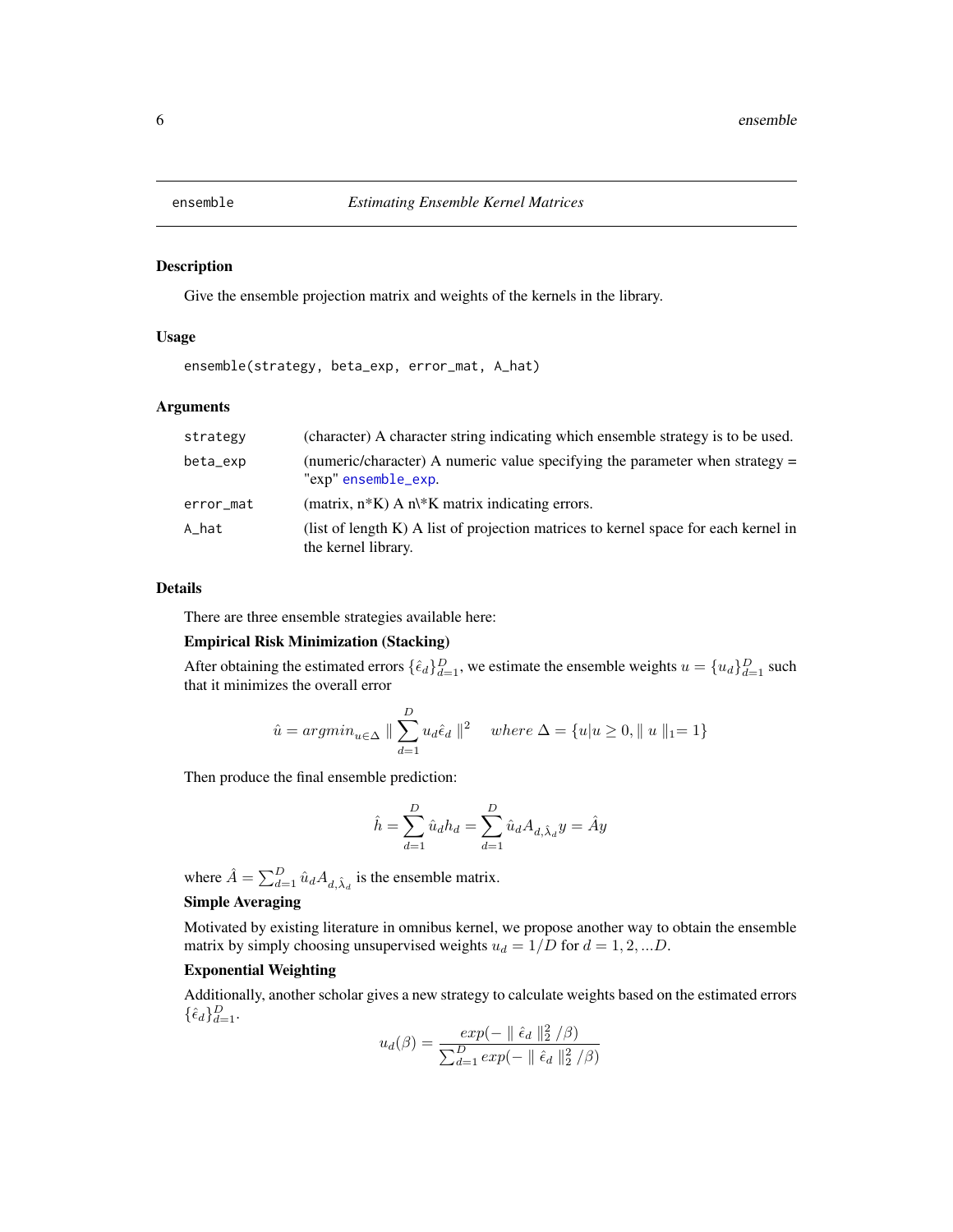# ensemble — *Estimating Ensemble Kernel Matrices*

## Description

Give the ensemble projection matrix and weights of the kernels in the library.

## Usage

```
ensemble(strategy, beta_exp, error_mat, A_hat)
```

## Arguments

| | |
|---|---|
| strategy | (character) A character string indicating which ensemble strategy is to be used. |
| beta_exp | (numeric/character) A numeric value specifying the parameter when strategy = "exp" ensemble_exp. |
| error_mat | (matrix, n*K) A n\*K matrix indicating errors. |
| A_hat | (list of length K) A list of projection matrices to kernel space for each kernel in the kernel library. |

## Details

There are three ensemble strategies available here:

**Empirical Risk Minimization (Stacking)**

After obtaining the estimated errors $\{\hat{\epsilon}_d\}_{d=1}^D$, we estimate the ensemble weights $u = \{u_d\}_{d=1}^D$ such that it minimizes the overall error

$$\hat{u} = argmin_{u \in \Delta} \parallel \sum_{d=1}^D u_d \hat{\epsilon}_d \parallel^2 \quad where\ \Delta = \{u | u \geq 0, \parallel u \parallel_1 = 1\}$$

Then produce the final ensemble prediction:

$$\hat{h} = \sum_{d=1}^D \hat{u}_d h_d = \sum_{d=1}^D \hat{u}_d A_{d,\hat{\lambda}_d} y = \hat{A} y$$

where $\hat{A} = \sum_{d=1}^D \hat{u}_d A_{d,\hat{\lambda}_d}$ is the ensemble matrix.

**Simple Averaging**

Motivated by existing literature in omnibus kernel, we propose another way to obtain the ensemble matrix by simply choosing unsupervised weights $u_d = 1/D$ for $d = 1, 2, ...D$.

**Exponential Weighting**

Additionally, another scholar gives a new strategy to calculate weights based on the estimated errors $\{\hat{\epsilon}_d\}_{d=1}^D$.

$$u_d(\beta) = \frac{exp(- \parallel \hat{\epsilon}_d \parallel_2^2 / \beta)}{\sum_{d=1}^D exp(- \parallel \hat{\epsilon}_d \parallel_2^2 / \beta)}$$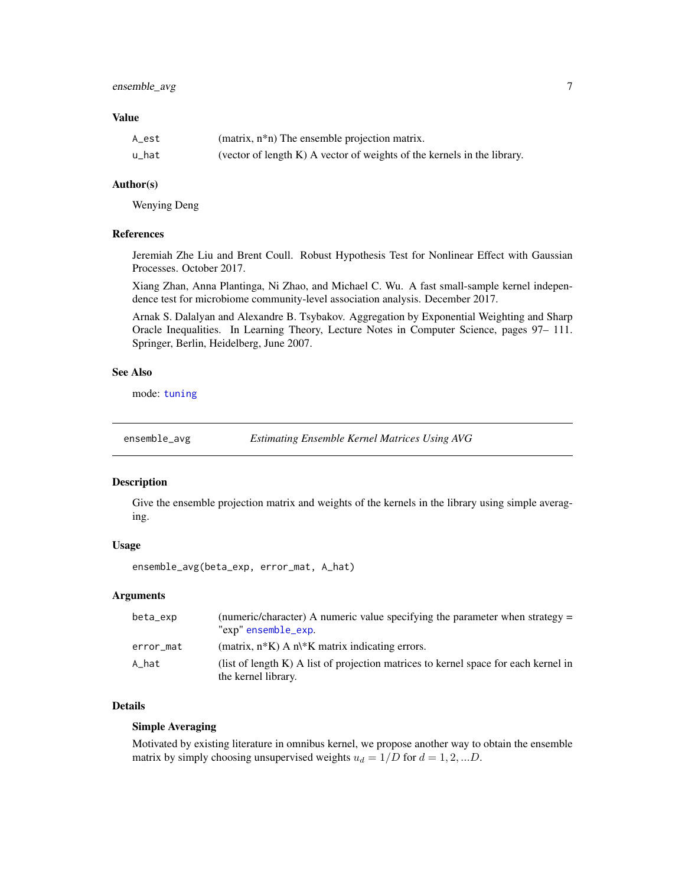### Value

| | |
|---|---|
| A_est | (matrix, n*n) The ensemble projection matrix. |
| u_hat | (vector of length K) A vector of weights of the kernels in the library. |

### Author(s)

Wenying Deng

### References

Jeremiah Zhe Liu and Brent Coull. Robust Hypothesis Test for Nonlinear Effect with Gaussian Processes. October 2017.

Xiang Zhan, Anna Plantinga, Ni Zhao, and Michael C. Wu. A fast small-sample kernel independence test for microbiome community-level association analysis. December 2017.

Arnak S. Dalalyan and Alexandre B. Tsybakov. Aggregation by Exponential Weighting and Sharp Oracle Inequalities. In Learning Theory, Lecture Notes in Computer Science, pages 97– 111. Springer, Berlin, Heidelberg, June 2007.

### See Also

mode: tuning

---

## ensemble_avg — *Estimating Ensemble Kernel Matrices Using AVG*

### Description

Give the ensemble projection matrix and weights of the kernels in the library using simple averaging.

### Usage

```
ensemble_avg(beta_exp, error_mat, A_hat)
```

### Arguments

| | |
|---|---|
| beta_exp | (numeric/character) A numeric value specifying the parameter when strategy = "exp" ensemble_exp. |
| error_mat | (matrix, n*K) A n\*K matrix indicating errors. |
| A_hat | (list of length K) A list of projection matrices to kernel space for each kernel in the kernel library. |

### Details

**Simple Averaging**

Motivated by existing literature in omnibus kernel, we propose another way to obtain the ensemble matrix by simply choosing unsupervised weights $u_d = 1/D$ for $d = 1, 2, ...D$.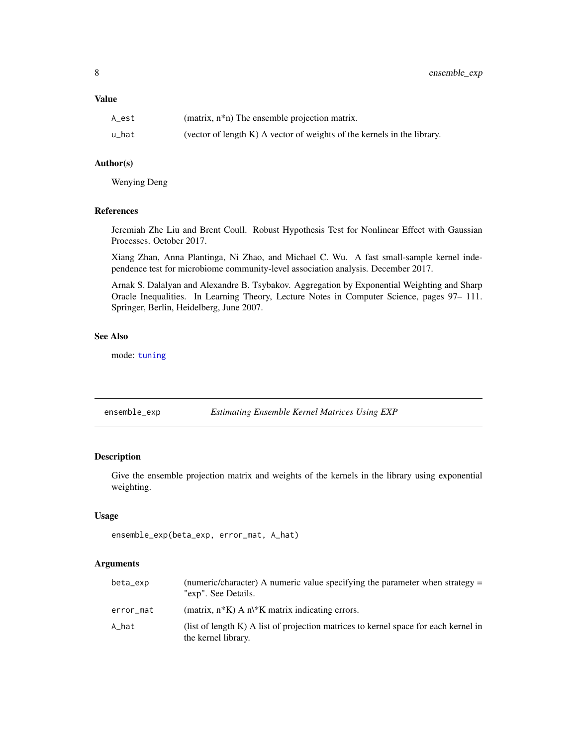### Value

| | |
|---|---|
| A_est | (matrix, n*n) The ensemble projection matrix. |
| u_hat | (vector of length K) A vector of weights of the kernels in the library. |

### Author(s)

Wenying Deng

### References

Jeremiah Zhe Liu and Brent Coull. Robust Hypothesis Test for Nonlinear Effect with Gaussian Processes. October 2017.

Xiang Zhan, Anna Plantinga, Ni Zhao, and Michael C. Wu. A fast small-sample kernel independence test for microbiome community-level association analysis. December 2017.

Arnak S. Dalalyan and Alexandre B. Tsybakov. Aggregation by Exponential Weighting and Sharp Oracle Inequalities. In Learning Theory, Lecture Notes in Computer Science, pages 97– 111. Springer, Berlin, Heidelberg, June 2007.

### See Also

mode: tuning

---

## ensemble_exp — *Estimating Ensemble Kernel Matrices Using EXP*

### Description

Give the ensemble projection matrix and weights of the kernels in the library using exponential weighting.

### Usage

```
ensemble_exp(beta_exp, error_mat, A_hat)
```

### Arguments

| | |
|---|---|
| beta_exp | (numeric/character) A numeric value specifying the parameter when strategy = "exp". See Details. |
| error_mat | (matrix, n*K) A n\*K matrix indicating errors. |
| A_hat | (list of length K) A list of projection matrices to kernel space for each kernel in the kernel library. |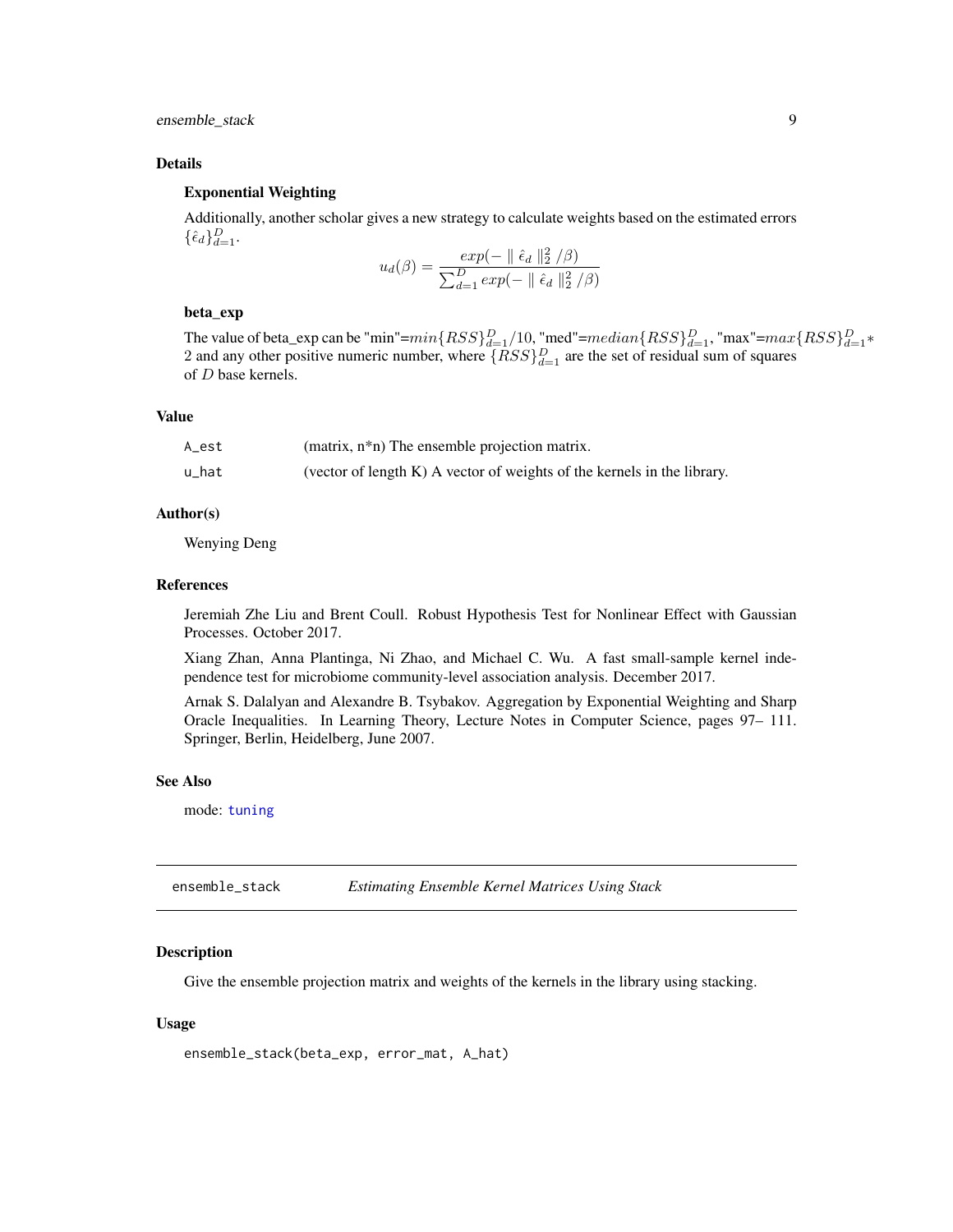## Details

### Exponential Weighting

Additionally, another scholar gives a new strategy to calculate weights based on the estimated errors $\{\hat{\epsilon}_d\}_{d=1}^D$.

$$u_d(\beta) = \frac{exp(- \parallel \hat{\epsilon}_d \parallel_2^2 / \beta)}{\sum_{d=1}^D exp(- \parallel \hat{\epsilon}_d \parallel_2^2 / \beta)}$$

### beta_exp

The value of beta_exp can be "min"=$min\{RSS\}_{d=1}^D/10$, "med"=$median\{RSS\}_{d=1}^D$, "max"=$max\{RSS\}_{d=1}^D * 2$ and any other positive numeric number, where $\{RSS\}_{d=1}^D$ are the set of residual sum of squares of $D$ base kernels.

## Value

| | |
|---|---|
| A_est | (matrix, n*n) The ensemble projection matrix. |
| u_hat | (vector of length K) A vector of weights of the kernels in the library. |

## Author(s)

Wenying Deng

## References

Jeremiah Zhe Liu and Brent Coull. Robust Hypothesis Test for Nonlinear Effect with Gaussian Processes. October 2017.

Xiang Zhan, Anna Plantinga, Ni Zhao, and Michael C. Wu. A fast small-sample kernel independence test for microbiome community-level association analysis. December 2017.

Arnak S. Dalalyan and Alexandre B. Tsybakov. Aggregation by Exponential Weighting and Sharp Oracle Inequalities. In Learning Theory, Lecture Notes in Computer Science, pages 97– 111. Springer, Berlin, Heidelberg, June 2007.

## See Also

mode: tuning

---

# ensemble_stack — *Estimating Ensemble Kernel Matrices Using Stack*

## Description

Give the ensemble projection matrix and weights of the kernels in the library using stacking.

## Usage

```
ensemble_stack(beta_exp, error_mat, A_hat)
```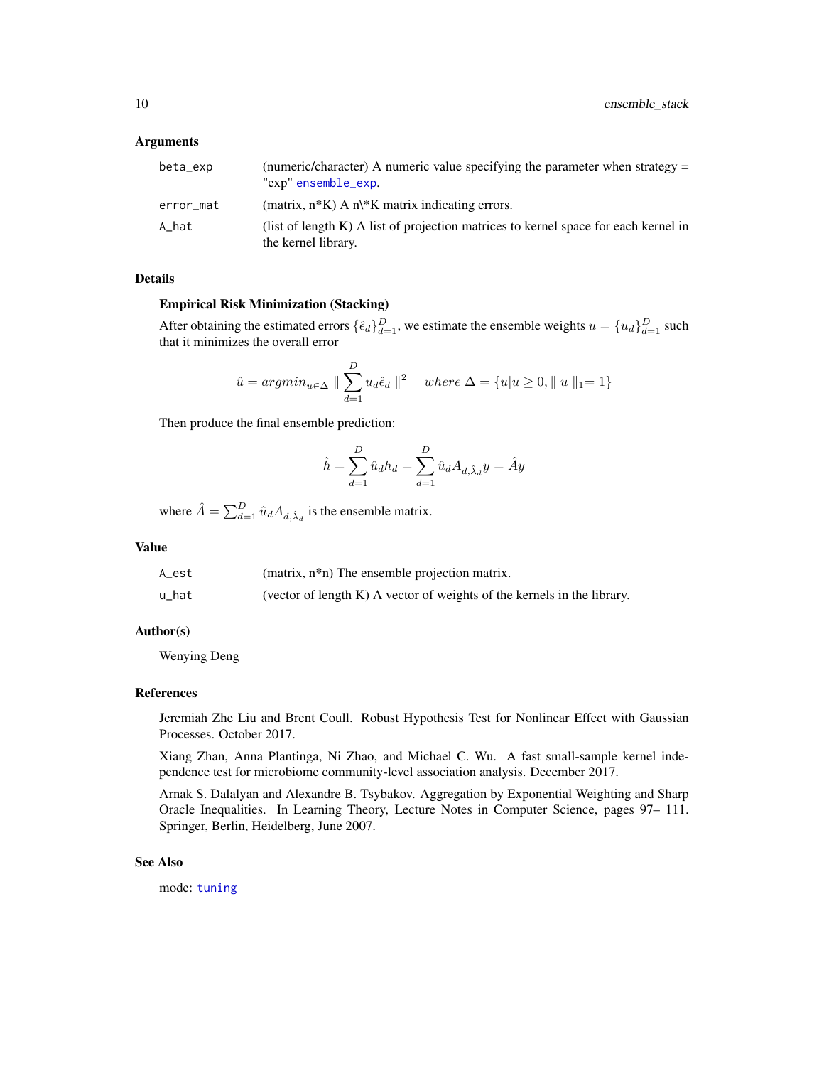## Arguments

| | |
|---|---|
| beta_exp | (numeric/character) A numeric value specifying the parameter when strategy = "exp" ensemble_exp. |
| error_mat | (matrix, n*K) A n\*K matrix indicating errors. |
| A_hat | (list of length K) A list of projection matrices to kernel space for each kernel in the kernel library. |

## Details

**Empirical Risk Minimization (Stacking)**

After obtaining the estimated errors $\{\hat{\epsilon}_d\}_{d=1}^D$, we estimate the ensemble weights $u = \{u_d\}_{d=1}^D$ such that it minimizes the overall error

$$\hat{u} = argmin_{u \in \Delta} \parallel \sum_{d=1}^D u_d \hat{\epsilon}_d \parallel^2 \quad where\ \Delta = \{u | u \geq 0, \parallel u \parallel_1 = 1\}$$

Then produce the final ensemble prediction:

$$\hat{h} = \sum_{d=1}^D \hat{u}_d h_d = \sum_{d=1}^D \hat{u}_d A_{d,\hat{\lambda}_d} y = \hat{A} y$$

where $\hat{A} = \sum_{d=1}^D \hat{u}_d A_{d,\hat{\lambda}_d}$ is the ensemble matrix.

## Value

| | |
|---|---|
| A_est | (matrix, n*n) The ensemble projection matrix. |
| u_hat | (vector of length K) A vector of weights of the kernels in the library. |

## Author(s)

Wenying Deng

## References

Jeremiah Zhe Liu and Brent Coull. Robust Hypothesis Test for Nonlinear Effect with Gaussian Processes. October 2017.

Xiang Zhan, Anna Plantinga, Ni Zhao, and Michael C. Wu. A fast small-sample kernel independence test for microbiome community-level association analysis. December 2017.

Arnak S. Dalalyan and Alexandre B. Tsybakov. Aggregation by Exponential Weighting and Sharp Oracle Inequalities. In Learning Theory, Lecture Notes in Computer Science, pages 97– 111. Springer, Berlin, Heidelberg, June 2007.

## See Also

mode: tuning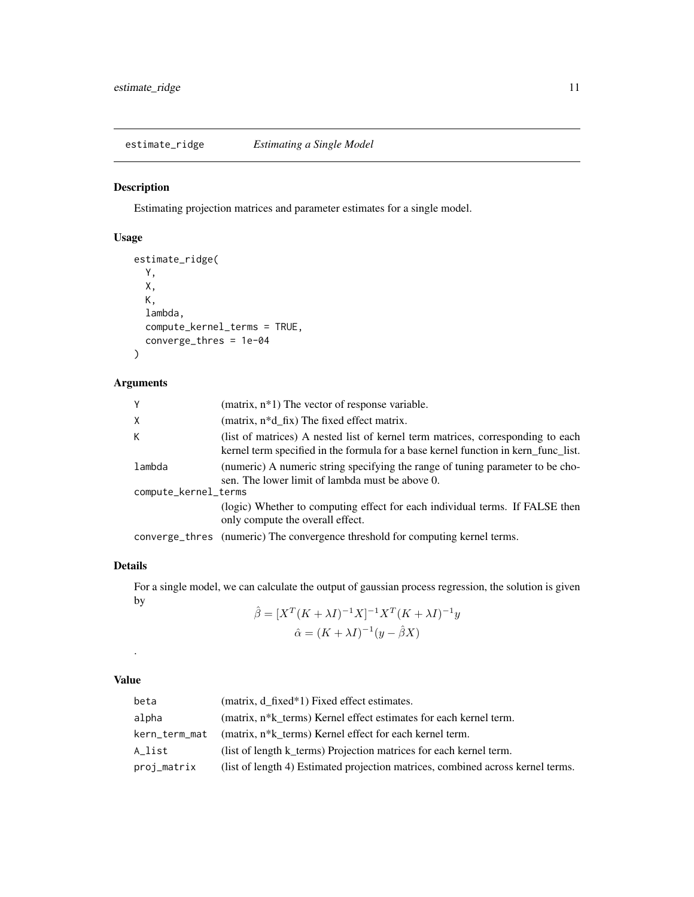# estimate_ridge *Estimating a Single Model*

## Description

Estimating projection matrices and parameter estimates for a single model.

## Usage

```
estimate_ridge(
  Y,
  X,
  K,
  lambda,
  compute_kernel_terms = TRUE,
  converge_thres = 1e-04
)
```

## Arguments

| | |
|---|---|
| Y | (matrix, n*1) The vector of response variable. |
| X | (matrix, n*d_fix) The fixed effect matrix. |
| K | (list of matrices) A nested list of kernel term matrices, corresponding to each kernel term specified in the formula for a base kernel function in kern_func_list. |
| lambda | (numeric) A numeric string specifying the range of tuning parameter to be chosen. The lower limit of lambda must be above 0. |
| compute_kernel_terms | (logic) Whether to computing effect for each individual terms. If FALSE then only compute the overall effect. |
| converge_thres | (numeric) The convergence threshold for computing kernel terms. |

## Details

For a single model, we can calculate the output of gaussian process regression, the solution is given by

$$\hat{\beta} = [X^T(K + \lambda I)^{-1}X]^{-1}X^T(K + \lambda I)^{-1}y$$

$$\hat{\alpha} = (K + \lambda I)^{-1}(y - \hat{\beta}X)$$

.

## Value

| | |
|---|---|
| beta | (matrix, d_fixed*1) Fixed effect estimates. |
| alpha | (matrix, n*k_terms) Kernel effect estimates for each kernel term. |
| kern_term_mat | (matrix, n*k_terms) Kernel effect for each kernel term. |
| A_list | (list of length k_terms) Projection matrices for each kernel term. |
| proj_matrix | (list of length 4) Estimated projection matrices, combined across kernel terms. |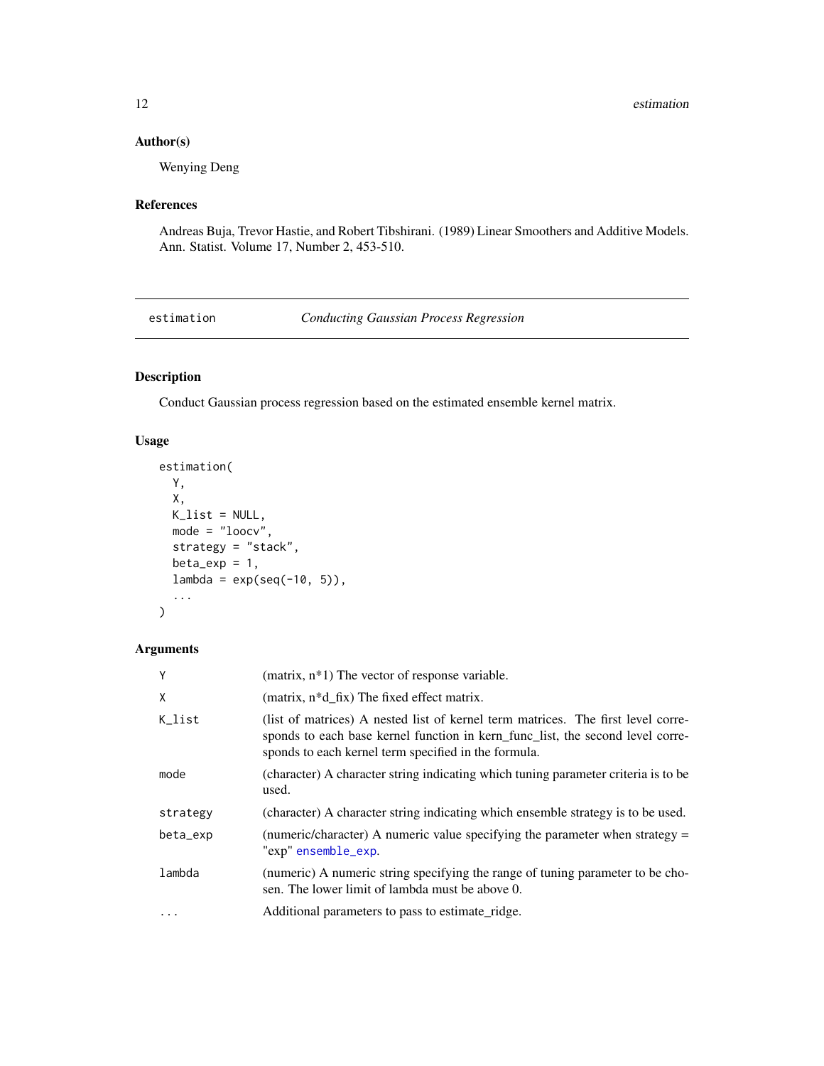### Author(s)

Wenying Deng

### References

Andreas Buja, Trevor Hastie, and Robert Tibshirani. (1989) Linear Smoothers and Additive Models. Ann. Statist. Volume 17, Number 2, 453-510.

---

## estimation — *Conducting Gaussian Process Regression*

---

### Description

Conduct Gaussian process regression based on the estimated ensemble kernel matrix.

### Usage

```
estimation(
  Y,
  X,
  K_list = NULL,
  mode = "loocv",
  strategy = "stack",
  beta_exp = 1,
  lambda = exp(seq(-10, 5)),
  ...
)
```

### Arguments

| | |
|---|---|
| `Y` | (matrix, n*1) The vector of response variable. |
| `X` | (matrix, n*d_fix) The fixed effect matrix. |
| `K_list` | (list of matrices) A nested list of kernel term matrices. The first level corresponds to each base kernel function in kern_func_list, the second level corresponds to each kernel term specified in the formula. |
| `mode` | (character) A character string indicating which tuning parameter criteria is to be used. |
| `strategy` | (character) A character string indicating which ensemble strategy is to be used. |
| `beta_exp` | (numeric/character) A numeric value specifying the parameter when strategy = "exp" `ensemble_exp`. |
| `lambda` | (numeric) A numeric string specifying the range of tuning parameter to be chosen. The lower limit of lambda must be above 0. |
| `...` | Additional parameters to pass to estimate_ridge. |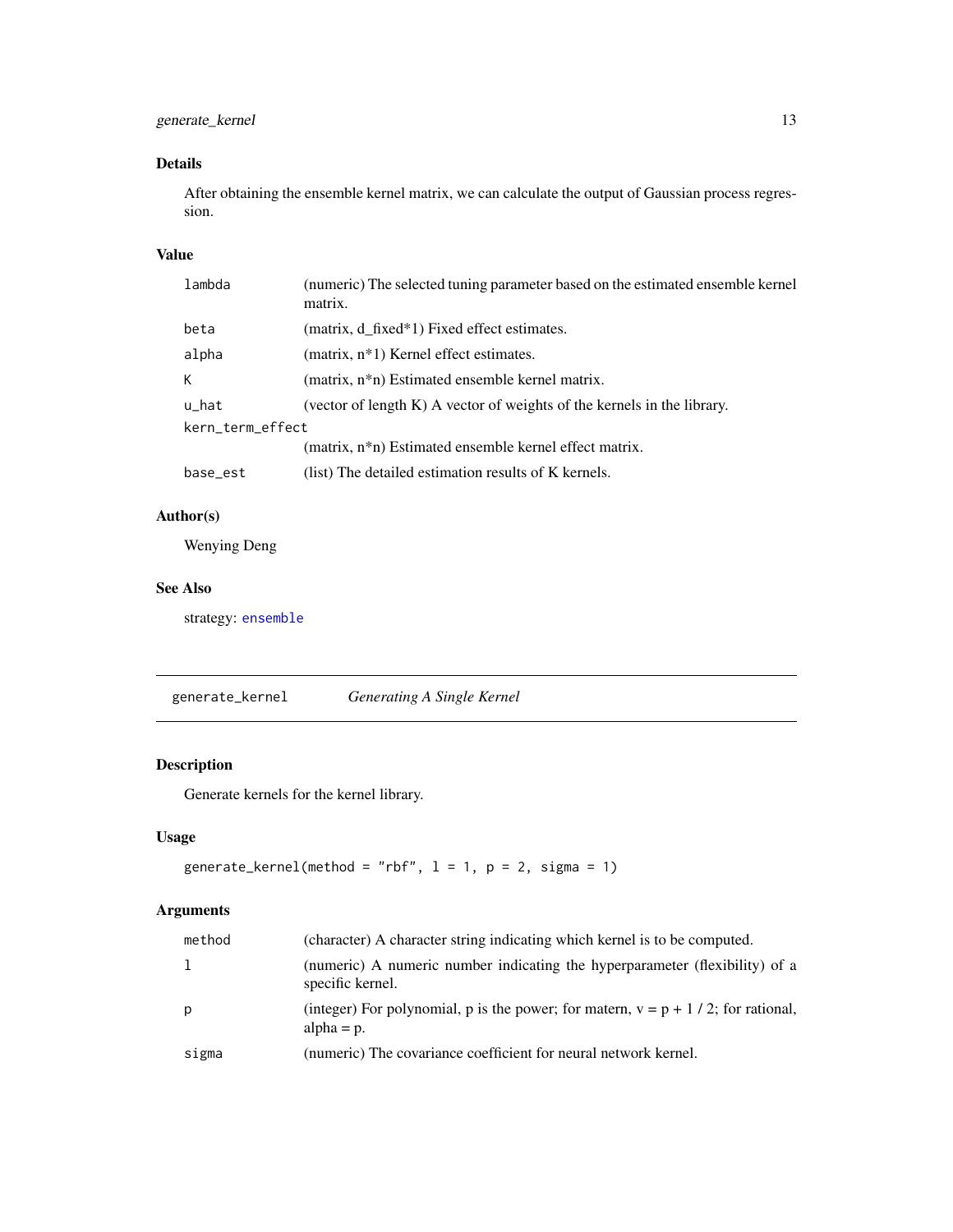### Details

After obtaining the ensemble kernel matrix, we can calculate the output of Gaussian process regression.

### Value

| | |
|---|---|
| lambda | (numeric) The selected tuning parameter based on the estimated ensemble kernel matrix. |
| beta | (matrix, d_fixed*1) Fixed effect estimates. |
| alpha | (matrix, n*1) Kernel effect estimates. |
| K | (matrix, n*n) Estimated ensemble kernel matrix. |
| u_hat | (vector of length K) A vector of weights of the kernels in the library. |
| kern_term_effect | (matrix, n*n) Estimated ensemble kernel effect matrix. |
| base_est | (list) The detailed estimation results of K kernels. |

### Author(s)

Wenying Deng

### See Also

strategy: ensemble

---

## generate_kernel — *Generating A Single Kernel*

### Description

Generate kernels for the kernel library.

### Usage

```
generate_kernel(method = "rbf", l = 1, p = 2, sigma = 1)
```

### Arguments

| | |
|---|---|
| method | (character) A character string indicating which kernel is to be computed. |
| l | (numeric) A numeric number indicating the hyperparameter (flexibility) of a specific kernel. |
| p | (integer) For polynomial, p is the power; for matern, v = p + 1 / 2; for rational, alpha = p. |
| sigma | (numeric) The covariance coefficient for neural network kernel. |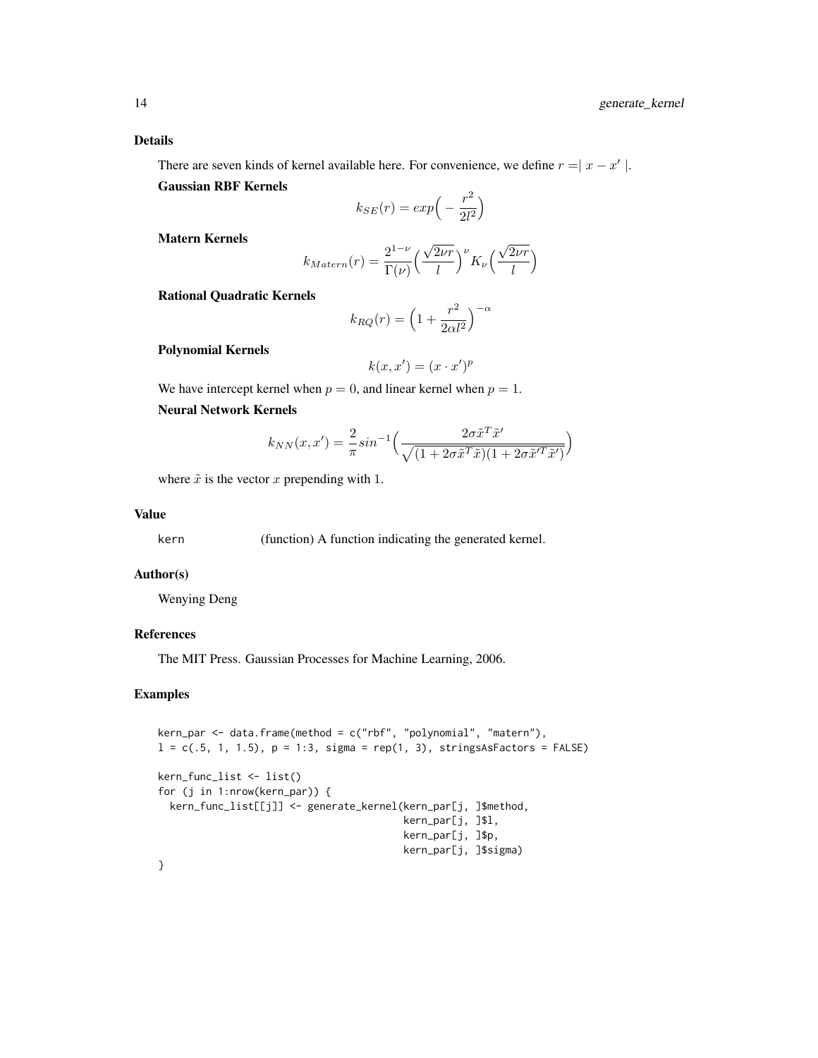## Details

There are seven kinds of kernel available here. For convenience, we define $r = \mid x - x' \mid$.

**Gaussian RBF Kernels**

$$k_{SE}(r) = exp\Big(-\frac{r^2}{2l^2}\Big)$$

**Matern Kernels**

$$k_{Matern}(r) = \frac{2^{1-\nu}}{\Gamma(\nu)}\Big(\frac{\sqrt{2\nu r}}{l}\Big)^{\nu} K_{\nu}\Big(\frac{\sqrt{2\nu r}}{l}\Big)$$

**Rational Quadratic Kernels**

$$k_{RQ}(r) = \Big(1 + \frac{r^2}{2\alpha l^2}\Big)^{-\alpha}$$

**Polynomial Kernels**

$$k(x, x') = (x \cdot x')^p$$

We have intercept kernel when $p = 0$, and linear kernel when $p = 1$.

**Neural Network Kernels**

$$k_{NN}(x, x') = \frac{2}{\pi} sin^{-1}\Big(\frac{2\sigma \tilde{x}^T \tilde{x}'}{\sqrt{(1 + 2\sigma \tilde{x}^T \tilde{x})(1 + 2\sigma \tilde{x}'^T \tilde{x}')}}\Big)$$

where $\tilde{x}$ is the vector $x$ prepending with 1.

## Value

kern (function) A function indicating the generated kernel.

## Author(s)

Wenying Deng

## References

The MIT Press. Gaussian Processes for Machine Learning, 2006.

## Examples

```
kern_par <- data.frame(method = c("rbf", "polynomial", "matern"),
l = c(.5, 1, 1.5), p = 1:3, sigma = rep(1, 3), stringsAsFactors = FALSE)

kern_func_list <- list()
for (j in 1:nrow(kern_par)) {
  kern_func_list[[j]] <- generate_kernel(kern_par[j, ]$method,
                                         kern_par[j, ]$l,
                                         kern_par[j, ]$p,
                                         kern_par[j, ]$sigma)
}
```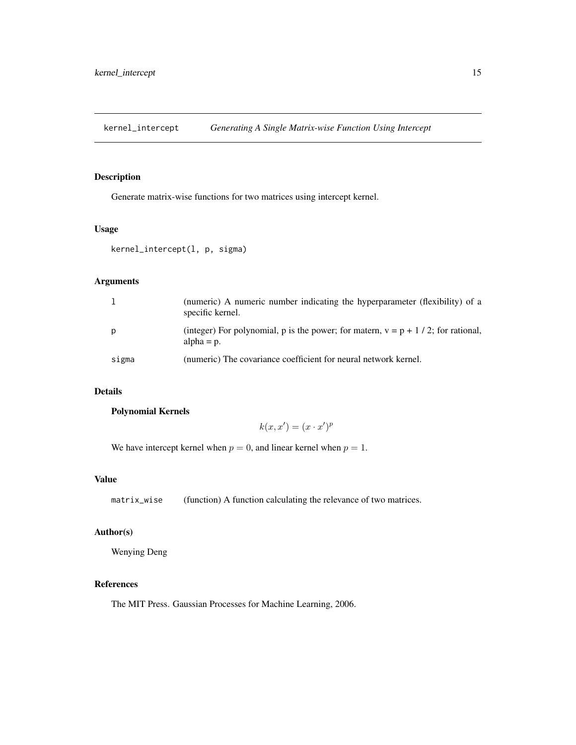## kernel_intercept — *Generating A Single Matrix-wise Function Using Intercept*

### Description

Generate matrix-wise functions for two matrices using intercept kernel.

### Usage

```
kernel_intercept(l, p, sigma)
```

### Arguments

| | |
|---|---|
| l | (numeric) A numeric number indicating the hyperparameter (flexibility) of a specific kernel. |
| p | (integer) For polynomial, p is the power; for matern, v = p + 1 / 2; for rational, alpha = p. |
| sigma | (numeric) The covariance coefficient for neural network kernel. |

### Details

**Polynomial Kernels**

$$k(x, x') = (x \cdot x')^p$$

We have intercept kernel when $p = 0$, and linear kernel when $p = 1$.

### Value

| | |
|---|---|
| matrix_wise | (function) A function calculating the relevance of two matrices. |

### Author(s)

Wenying Deng

### References

The MIT Press. Gaussian Processes for Machine Learning, 2006.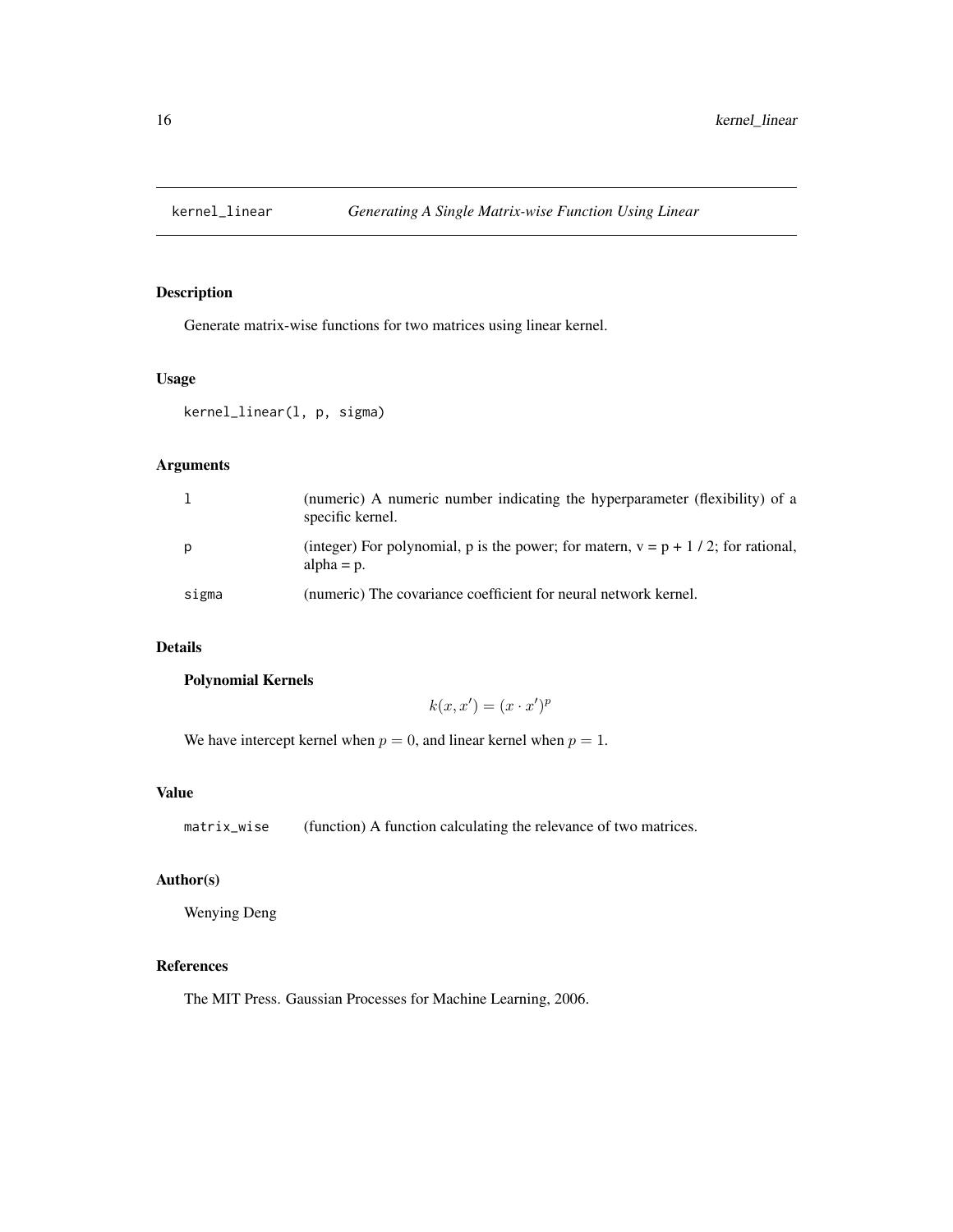# kernel_linear *Generating A Single Matrix-wise Function Using Linear*

## Description

Generate matrix-wise functions for two matrices using linear kernel.

## Usage

```
kernel_linear(l, p, sigma)
```

## Arguments

| | |
|---|---|
| l | (numeric) A numeric number indicating the hyperparameter (flexibility) of a specific kernel. |
| p | (integer) For polynomial, p is the power; for matern, v = p + 1 / 2; for rational, alpha = p. |
| sigma | (numeric) The covariance coefficient for neural network kernel. |

## Details

**Polynomial Kernels**

$$k(x, x') = (x \cdot x')^p$$

We have intercept kernel when $p = 0$, and linear kernel when $p = 1$.

## Value

| | |
|---|---|
| matrix_wise | (function) A function calculating the relevance of two matrices. |

## Author(s)

Wenying Deng

## References

The MIT Press. Gaussian Processes for Machine Learning, 2006.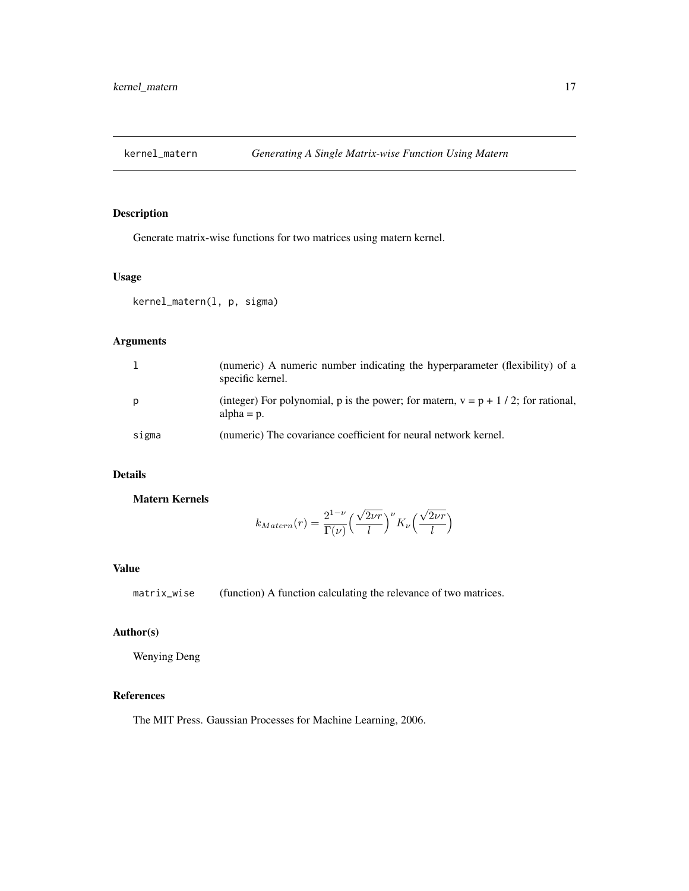# kernel_matern    *Generating A Single Matrix-wise Function Using Matern*

## Description

Generate matrix-wise functions for two matrices using matern kernel.

## Usage

```
kernel_matern(l, p, sigma)
```

## Arguments

| | |
|---|---|
| l | (numeric) A numeric number indicating the hyperparameter (flexibility) of a specific kernel. |
| p | (integer) For polynomial, p is the power; for matern, v = p + 1 / 2; for rational, alpha = p. |
| sigma | (numeric) The covariance coefficient for neural network kernel. |

## Details

**Matern Kernels**

$$k_{Matern}(r) = \frac{2^{1-\nu}}{\Gamma(\nu)}\Big(\frac{\sqrt{2\nu r}}{l}\Big)^{\nu} K_{\nu}\Big(\frac{\sqrt{2\nu r}}{l}\Big)$$

## Value

| | |
|---|---|
| matrix_wise | (function) A function calculating the relevance of two matrices. |

## Author(s)

Wenying Deng

## References

The MIT Press. Gaussian Processes for Machine Learning, 2006.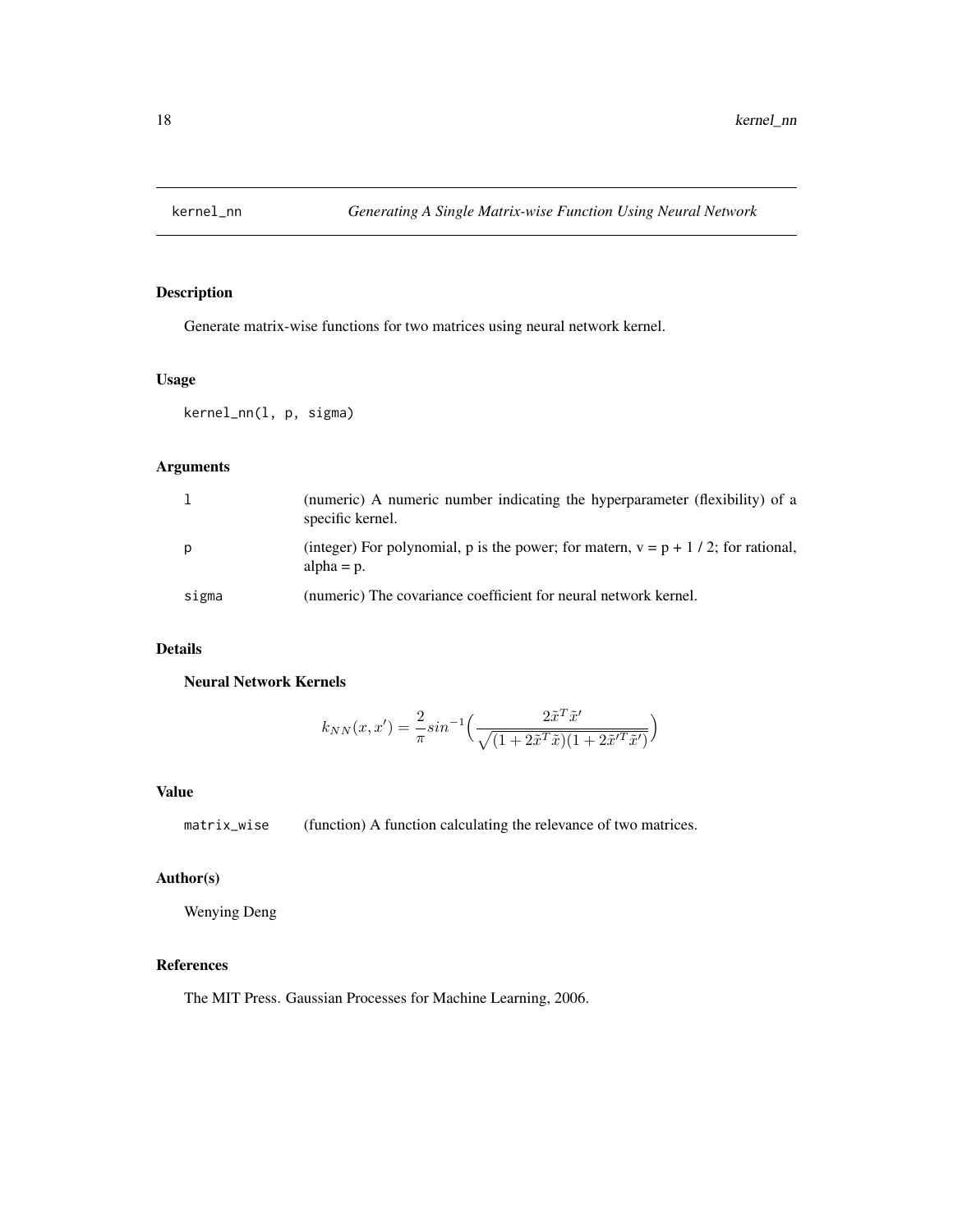kernel_nn *Generating A Single Matrix-wise Function Using Neural Network*

## Description

Generate matrix-wise functions for two matrices using neural network kernel.

## Usage

```
kernel_nn(l, p, sigma)
```

## Arguments

| | |
|---|---|
| l | (numeric) A numeric number indicating the hyperparameter (flexibility) of a specific kernel. |
| p | (integer) For polynomial, p is the power; for matern, v = p + 1 / 2; for rational, alpha = p. |
| sigma | (numeric) The covariance coefficient for neural network kernel. |

## Details

**Neural Network Kernels**

$$k_{NN}(x, x') = \frac{2}{\pi} sin^{-1}\Big(\frac{2\tilde{x}^T\tilde{x}'}{\sqrt{(1 + 2\tilde{x}^T\tilde{x})(1 + 2\tilde{x}'^T\tilde{x}')}}\Big)$$

## Value

| | |
|---|---|
| matrix_wise | (function) A function calculating the relevance of two matrices. |

## Author(s)

Wenying Deng

## References

The MIT Press. Gaussian Processes for Machine Learning, 2006.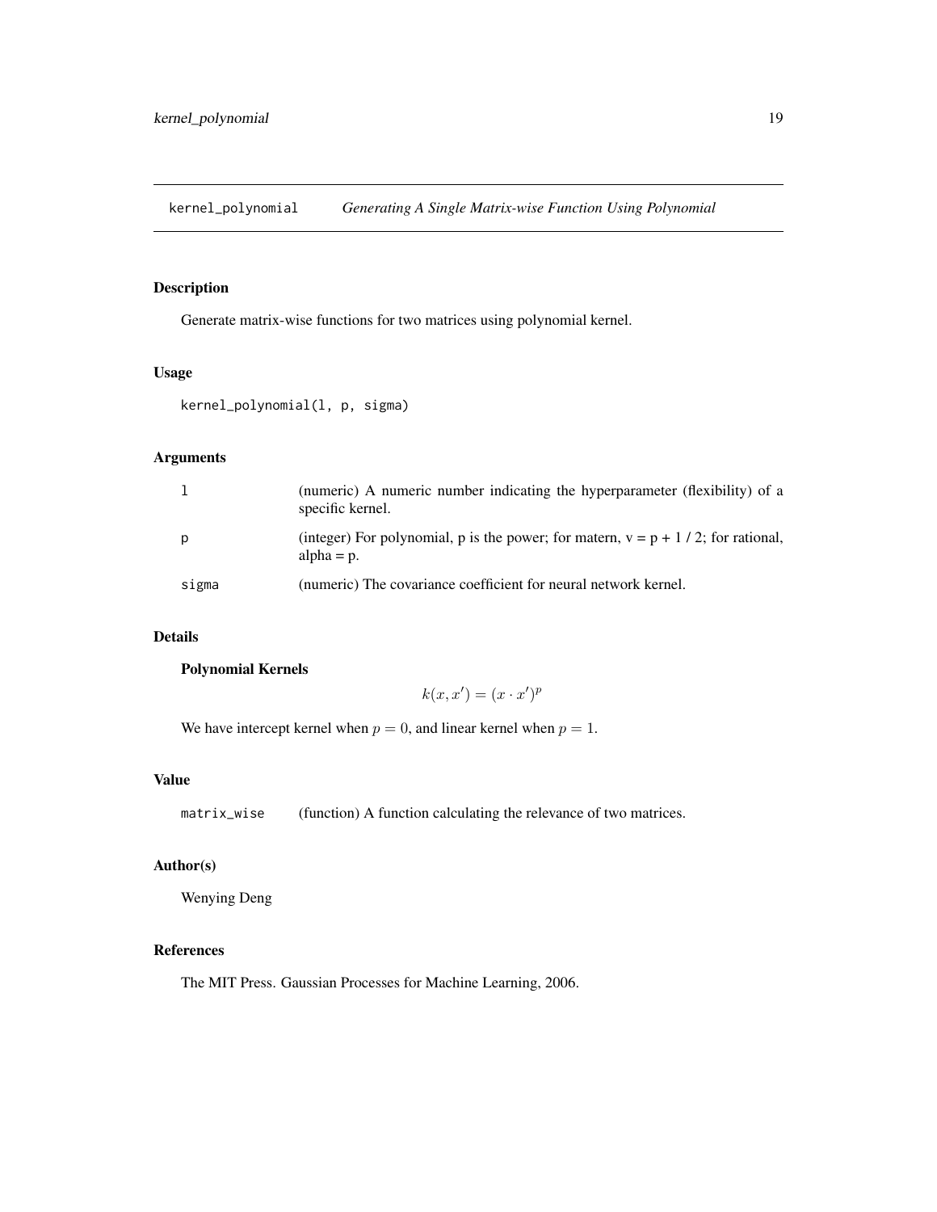## kernel_polynomial *Generating A Single Matrix-wise Function Using Polynomial*

### Description

Generate matrix-wise functions for two matrices using polynomial kernel.

### Usage

```
kernel_polynomial(l, p, sigma)
```

### Arguments

| | |
|---|---|
| l | (numeric) A numeric number indicating the hyperparameter (flexibility) of a specific kernel. |
| p | (integer) For polynomial, p is the power; for matern, v = p + 1 / 2; for rational, alpha = p. |
| sigma | (numeric) The covariance coefficient for neural network kernel. |

### Details

**Polynomial Kernels**

$$k(x, x') = (x \cdot x')^p$$

We have intercept kernel when $p = 0$, and linear kernel when $p = 1$.

### Value

| | |
|---|---|
| matrix_wise | (function) A function calculating the relevance of two matrices. |

### Author(s)

Wenying Deng

### References

The MIT Press. Gaussian Processes for Machine Learning, 2006.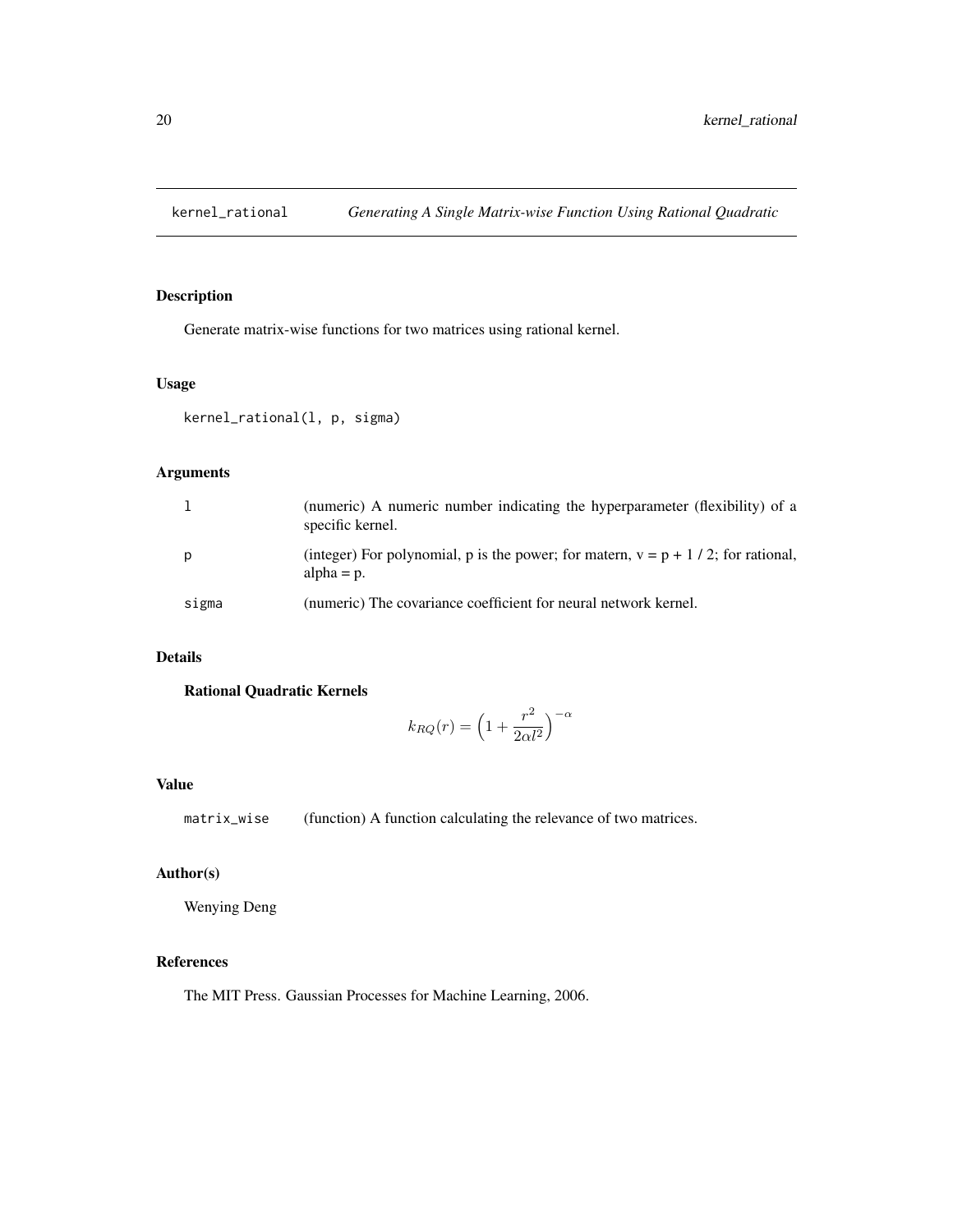## kernel_rational — *Generating A Single Matrix-wise Function Using Rational Quadratic*

### Description

Generate matrix-wise functions for two matrices using rational kernel.

### Usage

```
kernel_rational(l, p, sigma)
```

### Arguments

| | |
|---|---|
| `l` | (numeric) A numeric number indicating the hyperparameter (flexibility) of a specific kernel. |
| `p` | (integer) For polynomial, p is the power; for matern, v = p + 1 / 2; for rational, alpha = p. |
| `sigma` | (numeric) The covariance coefficient for neural network kernel. |

### Details

**Rational Quadratic Kernels**

$$k_{RQ}(r) = \Big(1 + \frac{r^2}{2\alpha l^2}\Big)^{-\alpha}$$

### Value

| | |
|---|---|
| `matrix_wise` | (function) A function calculating the relevance of two matrices. |

### Author(s)

Wenying Deng

### References

The MIT Press. Gaussian Processes for Machine Learning, 2006.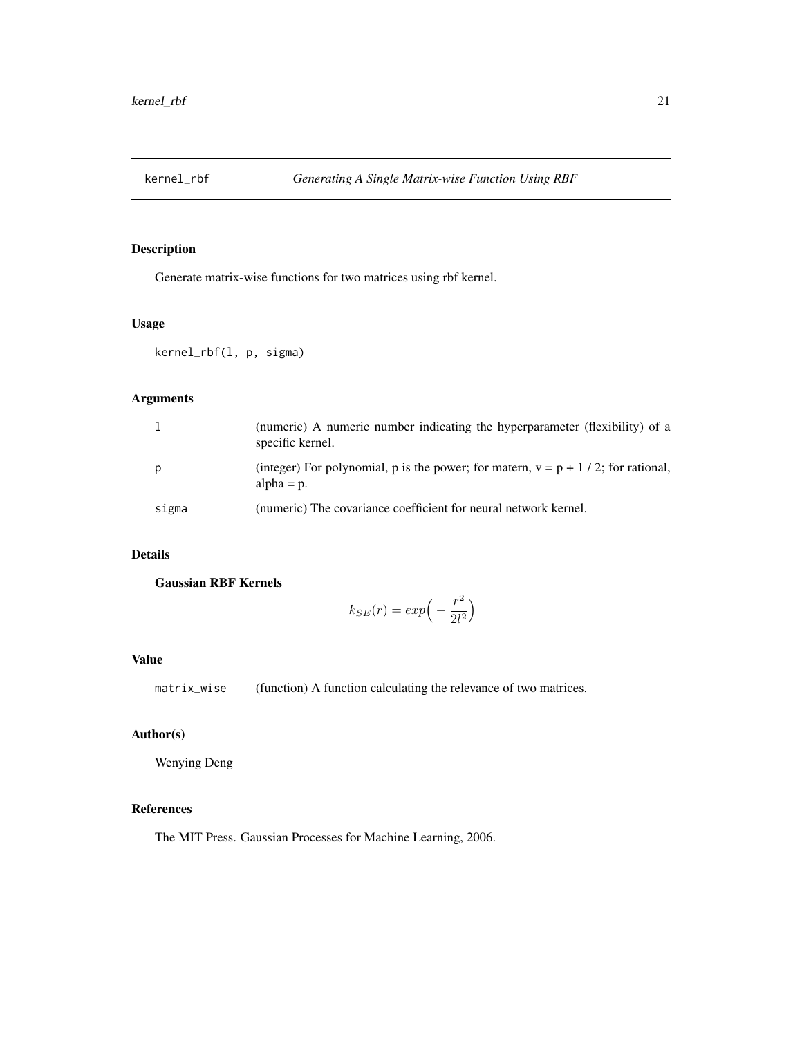# kernel_rbf — *Generating A Single Matrix-wise Function Using RBF*

## Description

Generate matrix-wise functions for two matrices using rbf kernel.

## Usage

```
kernel_rbf(l, p, sigma)
```

## Arguments

| | |
|---|---|
| `l` | (numeric) A numeric number indicating the hyperparameter (flexibility) of a specific kernel. |
| `p` | (integer) For polynomial, p is the power; for matern, v = p + 1 / 2; for rational, alpha = p. |
| `sigma` | (numeric) The covariance coefficient for neural network kernel. |

## Details

**Gaussian RBF Kernels**

$$k_{SE}(r) = exp\Big(-\frac{r^2}{2l^2}\Big)$$

## Value

| | |
|---|---|
| `matrix_wise` | (function) A function calculating the relevance of two matrices. |

## Author(s)

Wenying Deng

## References

The MIT Press. Gaussian Processes for Machine Learning, 2006.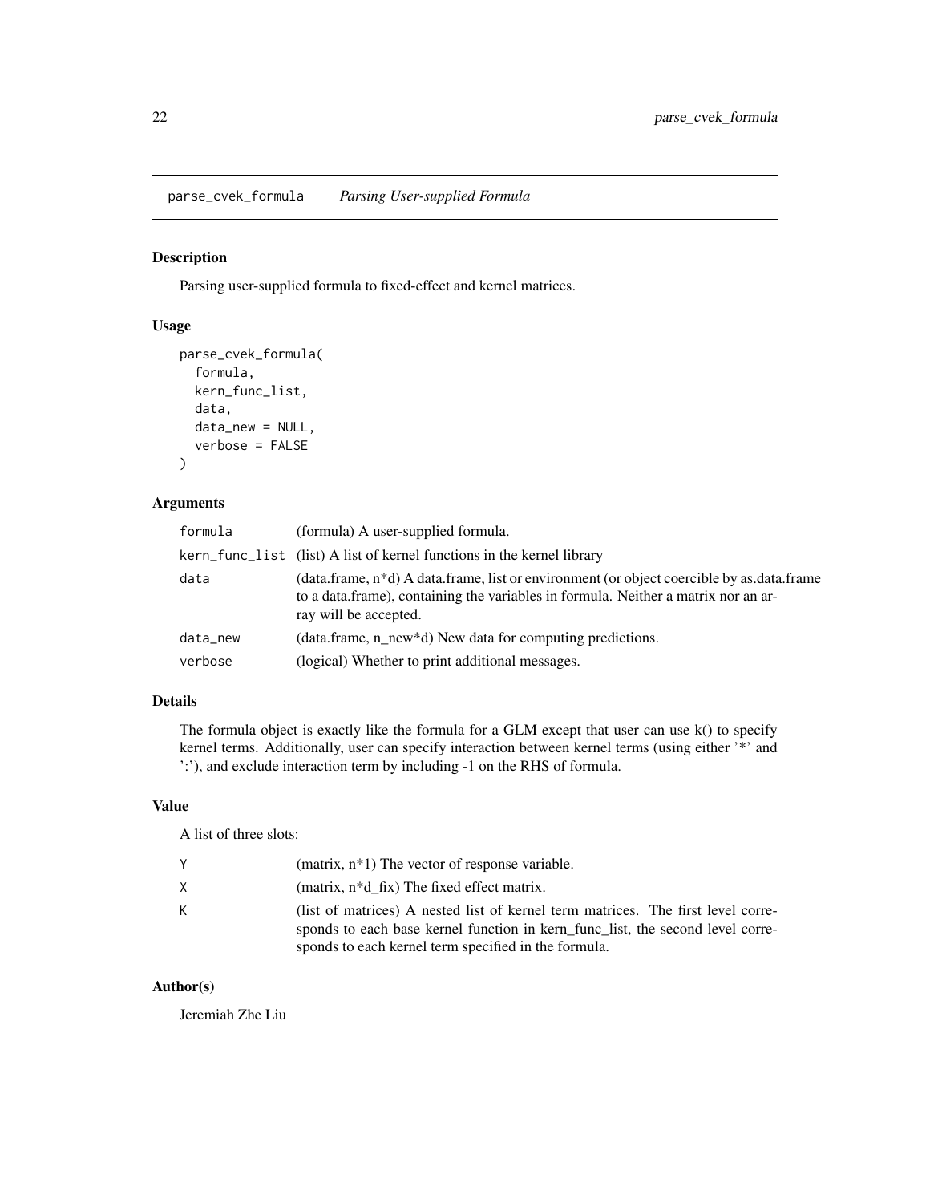# parse_cvek_formula *Parsing User-supplied Formula*

## Description

Parsing user-supplied formula to fixed-effect and kernel matrices.

## Usage

```
parse_cvek_formula(
  formula,
  kern_func_list,
  data,
  data_new = NULL,
  verbose = FALSE
)
```

## Arguments

| | |
|---|---|
| `formula` | (formula) A user-supplied formula. |
| `kern_func_list` | (list) A list of kernel functions in the kernel library |
| `data` | (data.frame, n*d) A data.frame, list or environment (or object coercible by as.data.frame to a data.frame), containing the variables in formula. Neither a matrix nor an array will be accepted. |
| `data_new` | (data.frame, n_new*d) New data for computing predictions. |
| `verbose` | (logical) Whether to print additional messages. |

## Details

The formula object is exactly like the formula for a GLM except that user can use k() to specify kernel terms. Additionally, user can specify interaction between kernel terms (using either '*' and ':'), and exclude interaction term by including -1 on the RHS of formula.

## Value

A list of three slots:

| | |
|---|---|
| `Y` | (matrix, n*1) The vector of response variable. |
| `X` | (matrix, n*d_fix) The fixed effect matrix. |
| `K` | (list of matrices) A nested list of kernel term matrices. The first level corresponds to each base kernel function in kern_func_list, the second level corresponds to each kernel term specified in the formula. |

## Author(s)

Jeremiah Zhe Liu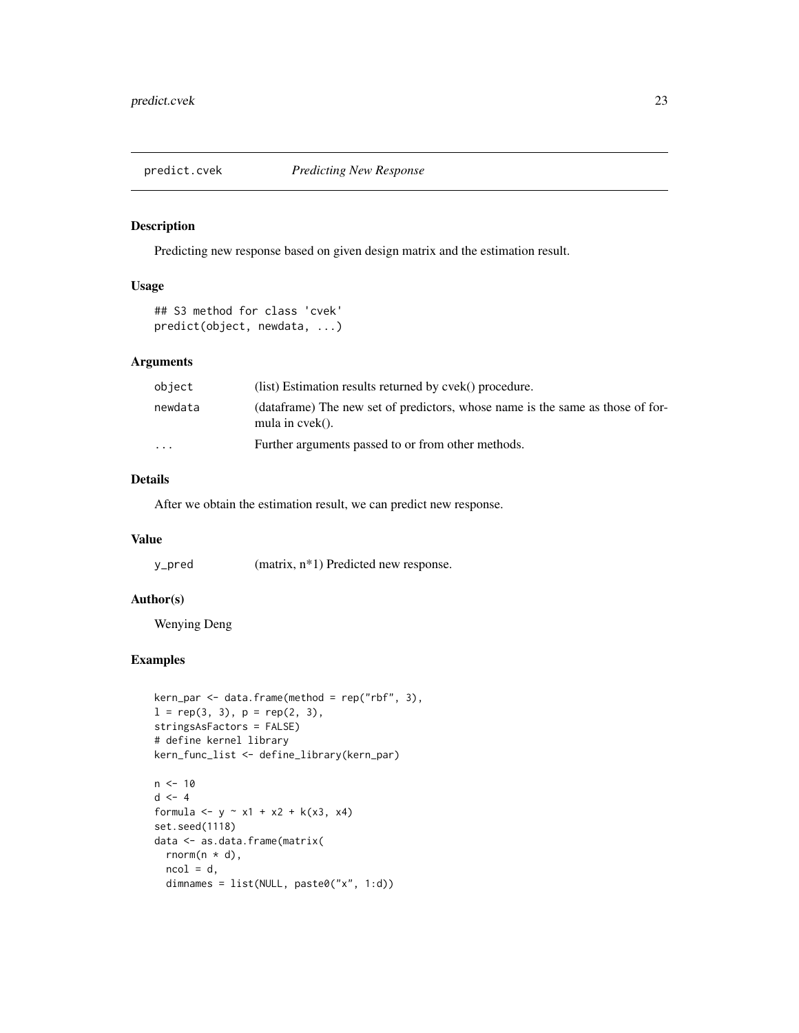predict.cvek *Predicting New Response*

### Description

Predicting new response based on given design matrix and the estimation result.

### Usage

```
## S3 method for class 'cvek'
predict(object, newdata, ...)
```

### Arguments

| | |
|---|---|
| `object` | (list) Estimation results returned by cvek() procedure. |
| `newdata` | (dataframe) The new set of predictors, whose name is the same as those of formula in cvek(). |
| `...` | Further arguments passed to or from other methods. |

### Details

After we obtain the estimation result, we can predict new response.

### Value

| | |
|---|---|
| `y_pred` | (matrix, n*1) Predicted new response. |

### Author(s)

Wenying Deng

### Examples

```
kern_par <- data.frame(method = rep("rbf", 3),
l = rep(3, 3), p = rep(2, 3),
stringsAsFactors = FALSE)
# define kernel library
kern_func_list <- define_library(kern_par)

n <- 10
d <- 4
formula <- y ~ x1 + x2 + k(x3, x4)
set.seed(1118)
data <- as.data.frame(matrix(
  rnorm(n * d),
  ncol = d,
  dimnames = list(NULL, paste0("x", 1:d))
```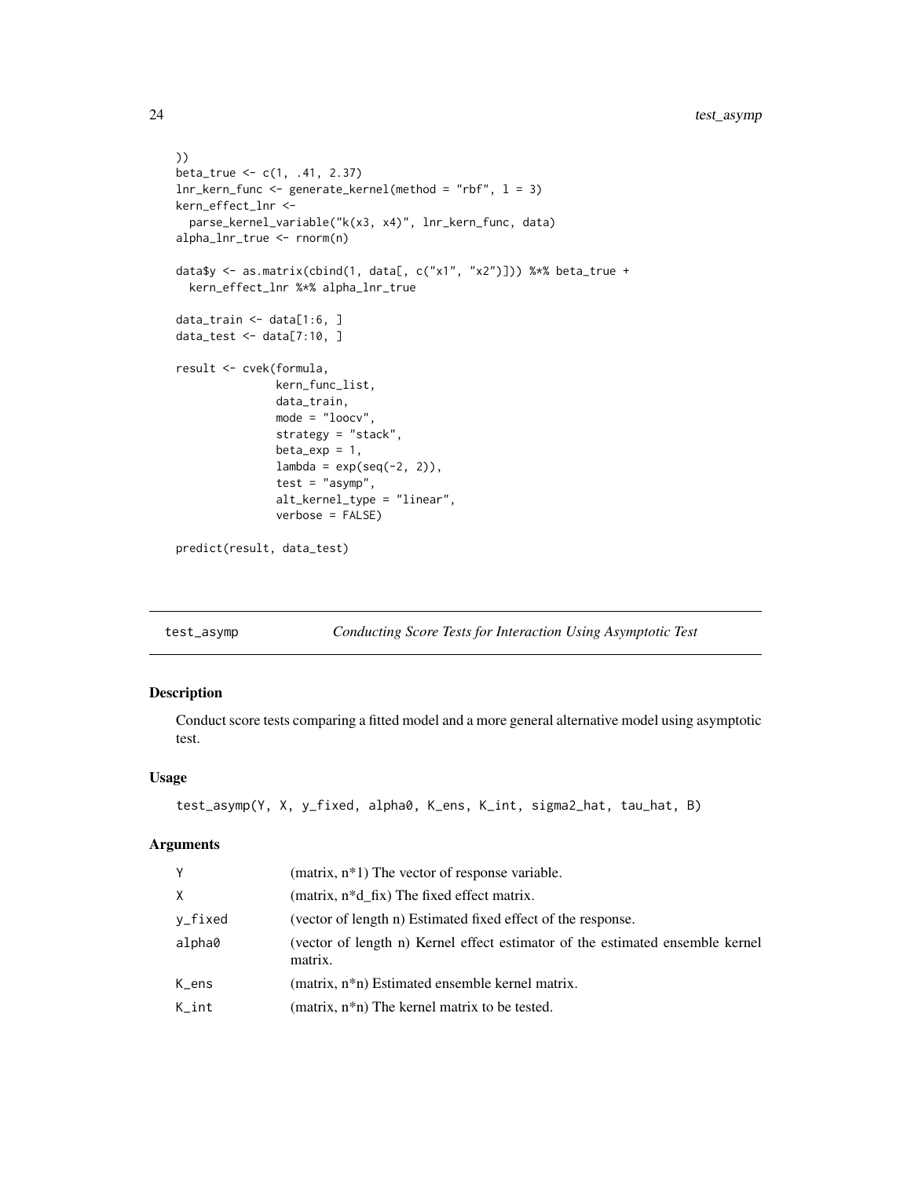```
))
beta_true <- c(1, .41, 2.37)
lnr_kern_func <- generate_kernel(method = "rbf", l = 3)
kern_effect_lnr <-
  parse_kernel_variable("k(x3, x4)", lnr_kern_func, data)
alpha_lnr_true <- rnorm(n)

data$y <- as.matrix(cbind(1, data[, c("x1", "x2")])) %*% beta_true +
  kern_effect_lnr %*% alpha_lnr_true

data_train <- data[1:6, ]
data_test <- data[7:10, ]

result <- cvek(formula,
               kern_func_list,
               data_train,
               mode = "loocv",
               strategy = "stack",
               beta_exp = 1,
               lambda = exp(seq(-2, 2)),
               test = "asymp",
               alt_kernel_type = "linear",
               verbose = FALSE)

predict(result, data_test)
```

---

## test_asymp — *Conducting Score Tests for Interaction Using Asymptotic Test*

### Description

Conduct score tests comparing a fitted model and a more general alternative model using asymptotic test.

### Usage

```
test_asymp(Y, X, y_fixed, alpha0, K_ens, K_int, sigma2_hat, tau_hat, B)
```

### Arguments

| | |
|---|---|
| Y | (matrix, n*1) The vector of response variable. |
| X | (matrix, n*d_fix) The fixed effect matrix. |
| y_fixed | (vector of length n) Estimated fixed effect of the response. |
| alpha0 | (vector of length n) Kernel effect estimator of the estimated ensemble kernel matrix. |
| K_ens | (matrix, n*n) Estimated ensemble kernel matrix. |
| K_int | (matrix, n*n) The kernel matrix to be tested. |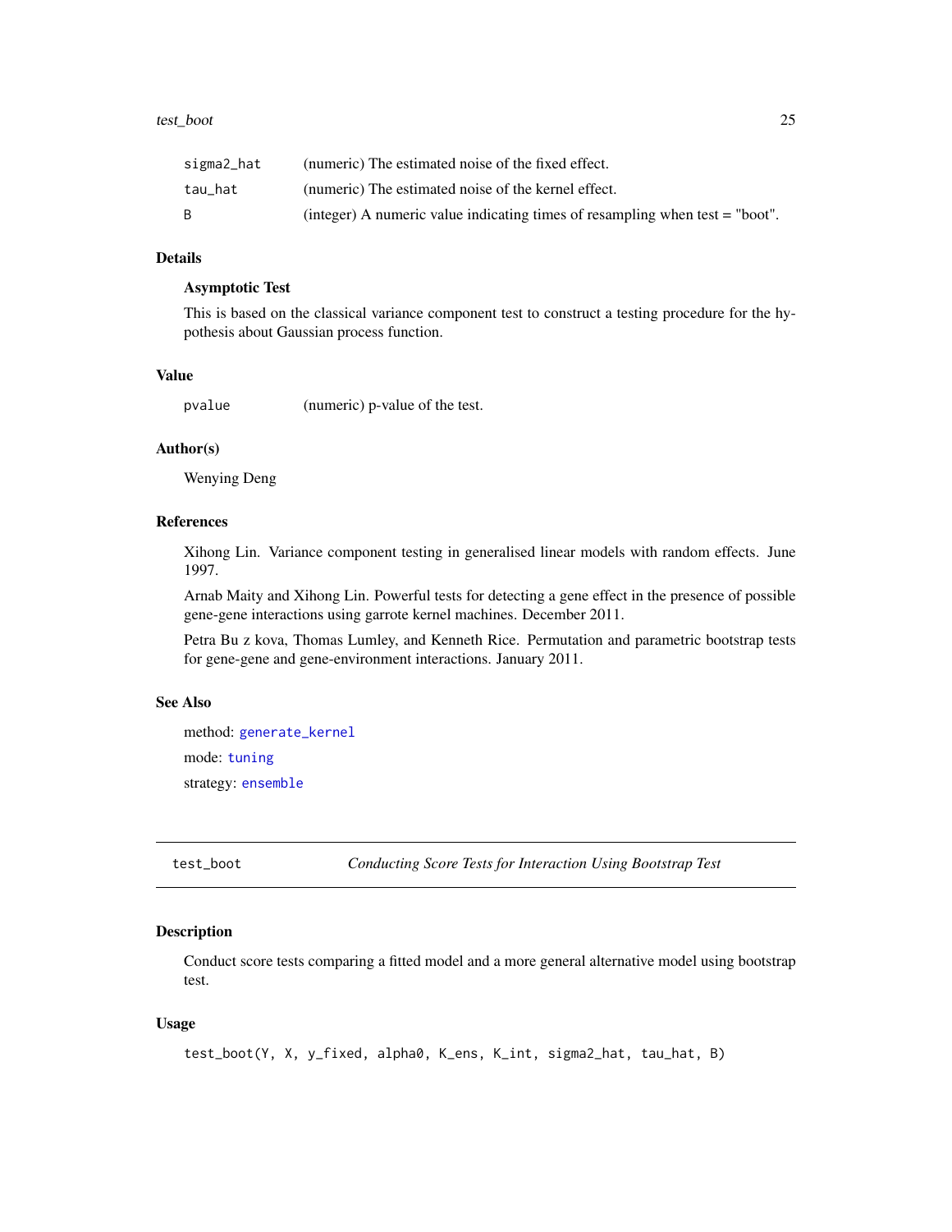| | |
|---|---|
| sigma2_hat | (numeric) The estimated noise of the fixed effect. |
| tau_hat | (numeric) The estimated noise of the kernel effect. |
| B | (integer) A numeric value indicating times of resampling when test = "boot". |

## Details

**Asymptotic Test**

This is based on the classical variance component test to construct a testing procedure for the hypothesis about Gaussian process function.

## Value

| | |
|---|---|
| pvalue | (numeric) p-value of the test. |

## Author(s)

Wenying Deng

## References

Xihong Lin. Variance component testing in generalised linear models with random effects. June 1997.

Arnab Maity and Xihong Lin. Powerful tests for detecting a gene effect in the presence of possible gene-gene interactions using garrote kernel machines. December 2011.

Petra Bu z kova, Thomas Lumley, and Kenneth Rice. Permutation and parametric bootstrap tests for gene-gene and gene-environment interactions. January 2011.

## See Also

method: generate_kernel

mode: tuning

strategy: ensemble

---

# test_boot — *Conducting Score Tests for Interaction Using Bootstrap Test*

## Description

Conduct score tests comparing a fitted model and a more general alternative model using bootstrap test.

## Usage

```
test_boot(Y, X, y_fixed, alpha0, K_ens, K_int, sigma2_hat, tau_hat, B)
```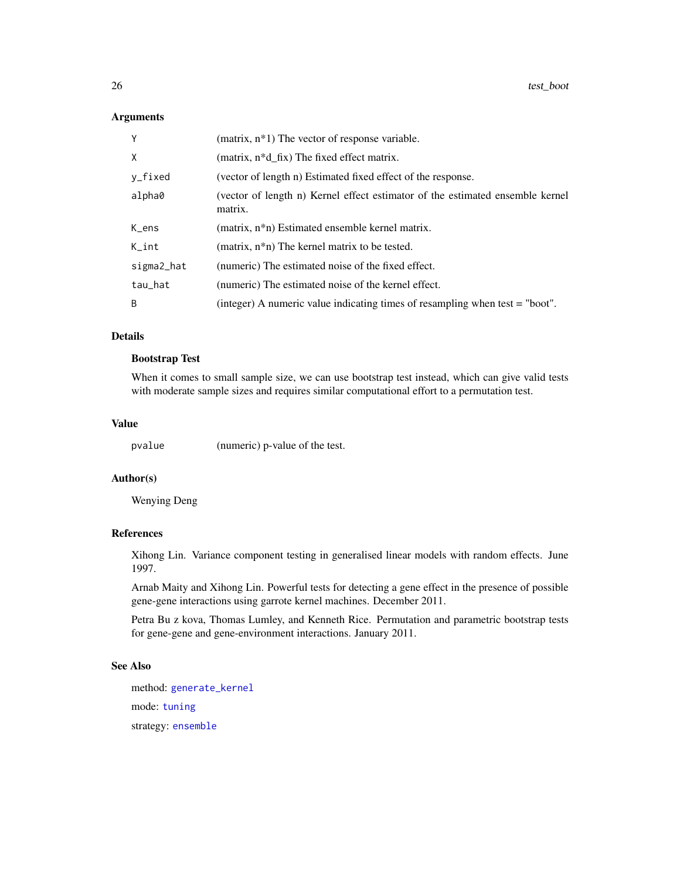## Arguments

| | |
|---|---|
| Y | (matrix, n*1) The vector of response variable. |
| X | (matrix, n*d_fix) The fixed effect matrix. |
| y_fixed | (vector of length n) Estimated fixed effect of the response. |
| alpha0 | (vector of length n) Kernel effect estimator of the estimated ensemble kernel matrix. |
| K_ens | (matrix, n*n) Estimated ensemble kernel matrix. |
| K_int | (matrix, n*n) The kernel matrix to be tested. |
| sigma2_hat | (numeric) The estimated noise of the fixed effect. |
| tau_hat | (numeric) The estimated noise of the kernel effect. |
| B | (integer) A numeric value indicating times of resampling when test = "boot". |

## Details

**Bootstrap Test**

When it comes to small sample size, we can use bootstrap test instead, which can give valid tests with moderate sample sizes and requires similar computational effort to a permutation test.

## Value

| | |
|---|---|
| pvalue | (numeric) p-value of the test. |

## Author(s)

Wenying Deng

## References

Xihong Lin. Variance component testing in generalised linear models with random effects. June 1997.

Arnab Maity and Xihong Lin. Powerful tests for detecting a gene effect in the presence of possible gene-gene interactions using garrote kernel machines. December 2011.

Petra Bu z kova, Thomas Lumley, and Kenneth Rice. Permutation and parametric bootstrap tests for gene-gene and gene-environment interactions. January 2011.

## See Also

method: generate_kernel

mode: tuning

strategy: ensemble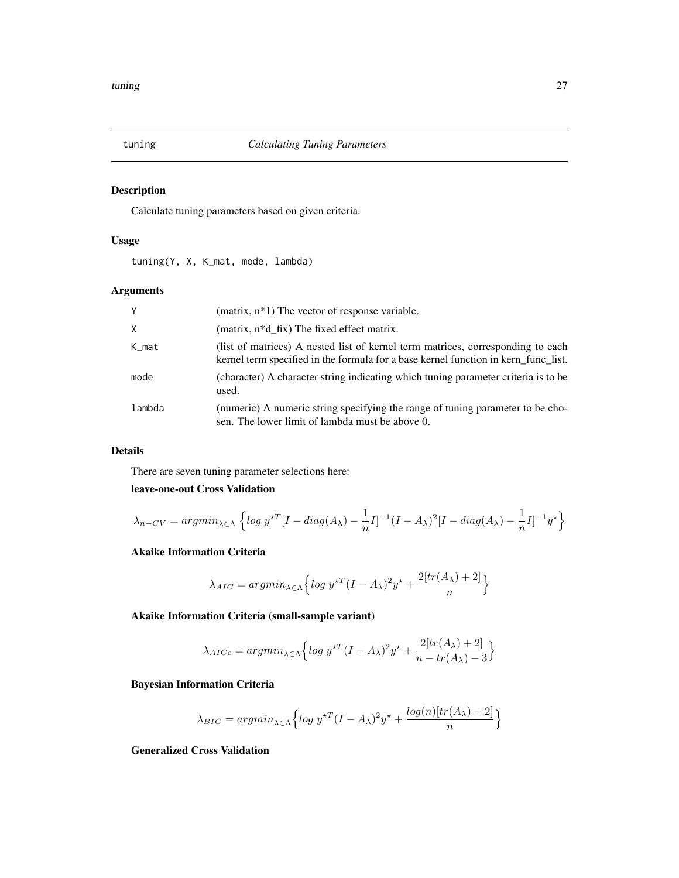## tuning — *Calculating Tuning Parameters*

### Description

Calculate tuning parameters based on given criteria.

### Usage

```
tuning(Y, X, K_mat, mode, lambda)
```

### Arguments

| | |
|---|---|
| Y | (matrix, n*1) The vector of response variable. |
| X | (matrix, n*d_fix) The fixed effect matrix. |
| K_mat | (list of matrices) A nested list of kernel term matrices, corresponding to each kernel term specified in the formula for a base kernel function in kern_func_list. |
| mode | (character) A character string indicating which tuning parameter criteria is to be used. |
| lambda | (numeric) A numeric string specifying the range of tuning parameter to be chosen. The lower limit of lambda must be above 0. |

### Details

There are seven tuning parameter selections here:

**leave-one-out Cross Validation**

$$\lambda_{n-CV} = argmin_{\lambda \in \Lambda} \left\{ log\ y^{\star T}[I - diag(A_\lambda) - \frac{1}{n}I]^{-1}(I - A_\lambda)^2[I - diag(A_\lambda) - \frac{1}{n}I]^{-1}y^\star \right\}$$

**Akaike Information Criteria**

$$\lambda_{AIC} = argmin_{\lambda \in \Lambda} \Big\{ log\ y^{\star T}(I - A_\lambda)^2 y^\star + \frac{2[tr(A_\lambda) + 2]}{n} \Big\}$$

**Akaike Information Criteria (small-sample variant)**

$$\lambda_{AICc} = argmin_{\lambda \in \Lambda} \Big\{ log\ y^{\star T}(I - A_\lambda)^2 y^\star + \frac{2[tr(A_\lambda) + 2]}{n - tr(A_\lambda) - 3} \Big\}$$

**Bayesian Information Criteria**

$$\lambda_{BIC} = argmin_{\lambda \in \Lambda} \Big\{ log\ y^{\star T}(I - A_\lambda)^2 y^\star + \frac{log(n)[tr(A_\lambda) + 2]}{n} \Big\}$$

**Generalized Cross Validation**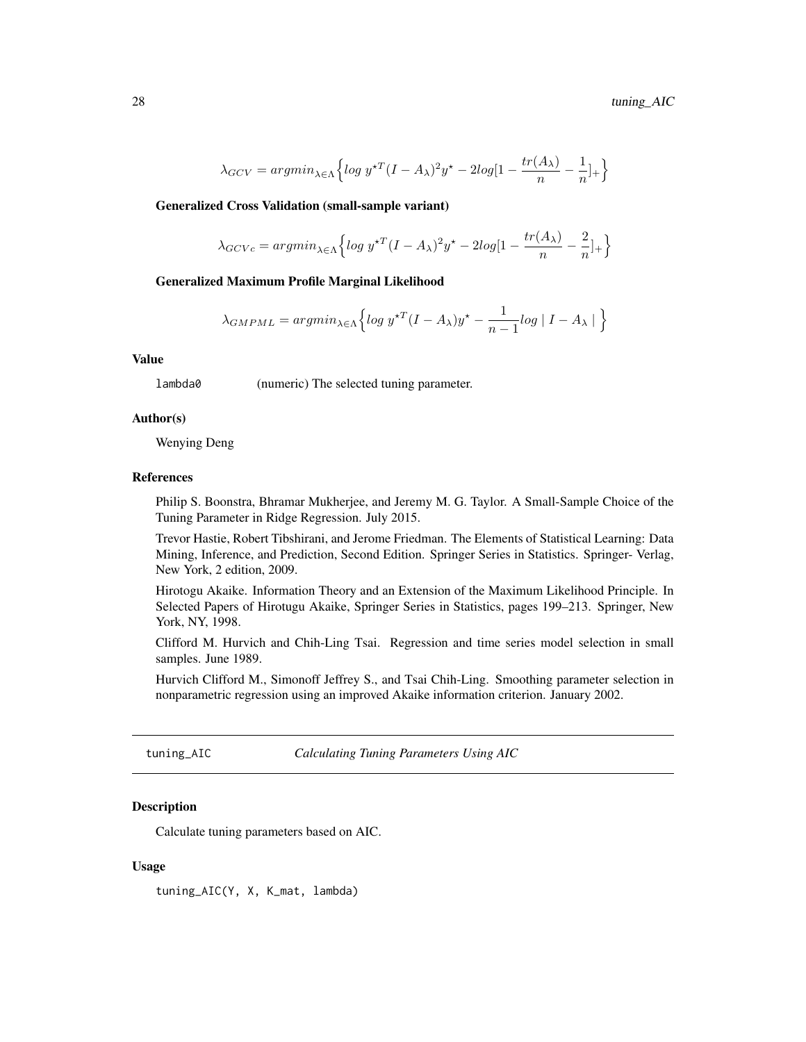$$\lambda_{GCV} = argmin_{\lambda \in \Lambda} \Big\{ log\ y^{\star T}(I - A_\lambda)^2 y^\star - 2log[1 - \frac{tr(A_\lambda)}{n} - \frac{1}{n}]_+ \Big\}$$

**Generalized Cross Validation (small-sample variant)**

$$\lambda_{GCVc} = argmin_{\lambda \in \Lambda} \Big\{ log\ y^{\star T}(I - A_\lambda)^2 y^\star - 2log[1 - \frac{tr(A_\lambda)}{n} - \frac{2}{n}]_+ \Big\}$$

**Generalized Maximum Profile Marginal Likelihood**

$$\lambda_{GMPML} = argmin_{\lambda \in \Lambda} \Big\{ log\ y^{\star T}(I - A_\lambda) y^\star - \frac{1}{n-1} log \mid I - A_\lambda \mid \Big\}$$

### Value

`lambda0` (numeric) The selected tuning parameter.

### Author(s)

Wenying Deng

### References

Philip S. Boonstra, Bhramar Mukherjee, and Jeremy M. G. Taylor. A Small-Sample Choice of the Tuning Parameter in Ridge Regression. July 2015.

Trevor Hastie, Robert Tibshirani, and Jerome Friedman. The Elements of Statistical Learning: Data Mining, Inference, and Prediction, Second Edition. Springer Series in Statistics. Springer- Verlag, New York, 2 edition, 2009.

Hirotogu Akaike. Information Theory and an Extension of the Maximum Likelihood Principle. In Selected Papers of Hirotugu Akaike, Springer Series in Statistics, pages 199–213. Springer, New York, NY, 1998.

Clifford M. Hurvich and Chih-Ling Tsai. Regression and time series model selection in small samples. June 1989.

Hurvich Clifford M., Simonoff Jeffrey S., and Tsai Chih-Ling. Smoothing parameter selection in nonparametric regression using an improved Akaike information criterion. January 2002.

---

## tuning_AIC *Calculating Tuning Parameters Using AIC*

---

### Description

Calculate tuning parameters based on AIC.

### Usage

```
tuning_AIC(Y, X, K_mat, lambda)
```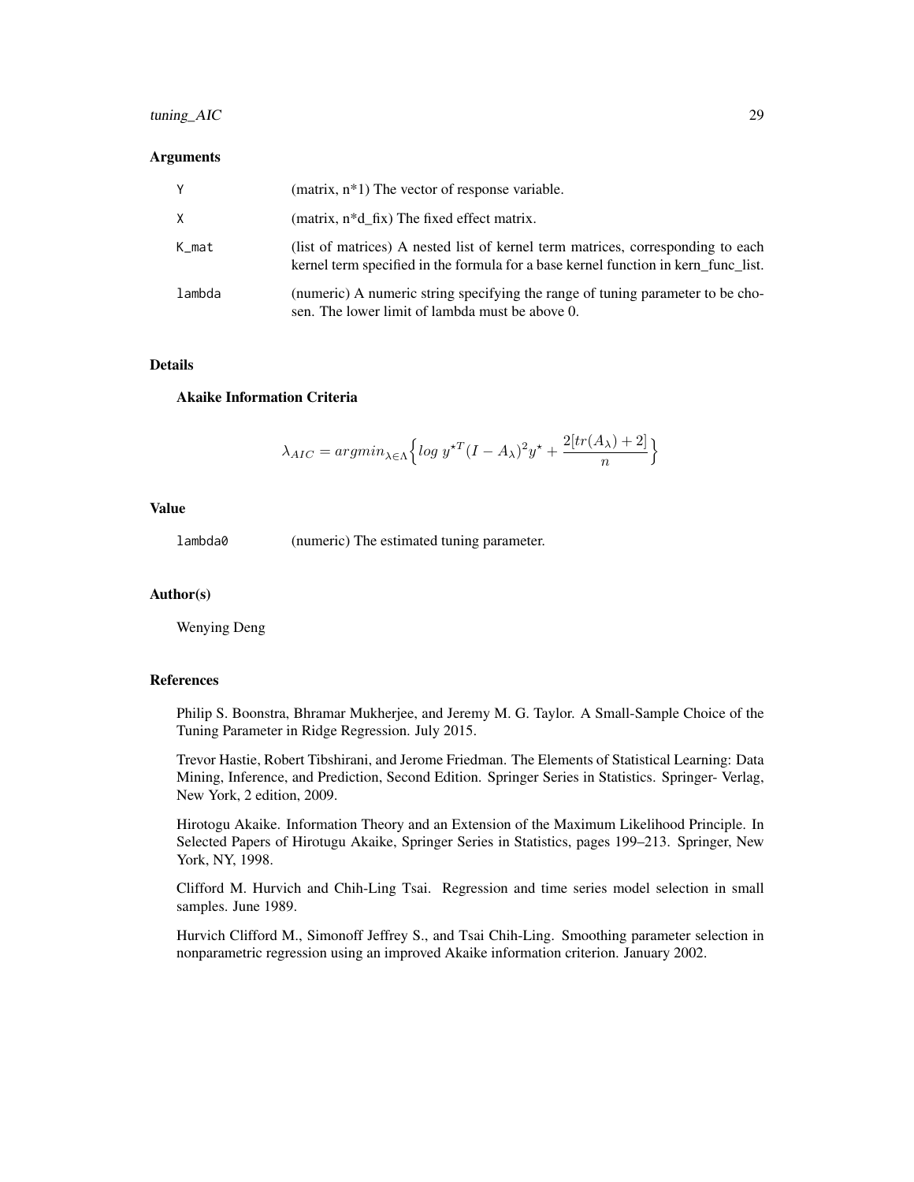### Arguments

| | |
|---|---|
| Y | (matrix, n*1) The vector of response variable. |
| X | (matrix, n*d_fix) The fixed effect matrix. |
| K_mat | (list of matrices) A nested list of kernel term matrices, corresponding to each kernel term specified in the formula for a base kernel function in kern_func_list. |
| lambda | (numeric) A numeric string specifying the range of tuning parameter to be chosen. The lower limit of lambda must be above 0. |

### Details

**Akaike Information Criteria**

$$\lambda_{AIC} = argmin_{\lambda \in \Lambda} \Big\{ log \ y^{\star T}(I - A_\lambda)^2 y^\star + \frac{2[tr(A_\lambda) + 2]}{n} \Big\}$$

### Value

| | |
|---|---|
| lambda0 | (numeric) The estimated tuning parameter. |

### Author(s)

Wenying Deng

### References

Philip S. Boonstra, Bhramar Mukherjee, and Jeremy M. G. Taylor. A Small-Sample Choice of the Tuning Parameter in Ridge Regression. July 2015.

Trevor Hastie, Robert Tibshirani, and Jerome Friedman. The Elements of Statistical Learning: Data Mining, Inference, and Prediction, Second Edition. Springer Series in Statistics. Springer- Verlag, New York, 2 edition, 2009.

Hirotogu Akaike. Information Theory and an Extension of the Maximum Likelihood Principle. In Selected Papers of Hirotugu Akaike, Springer Series in Statistics, pages 199–213. Springer, New York, NY, 1998.

Clifford M. Hurvich and Chih-Ling Tsai. Regression and time series model selection in small samples. June 1989.

Hurvich Clifford M., Simonoff Jeffrey S., and Tsai Chih-Ling. Smoothing parameter selection in nonparametric regression using an improved Akaike information criterion. January 2002.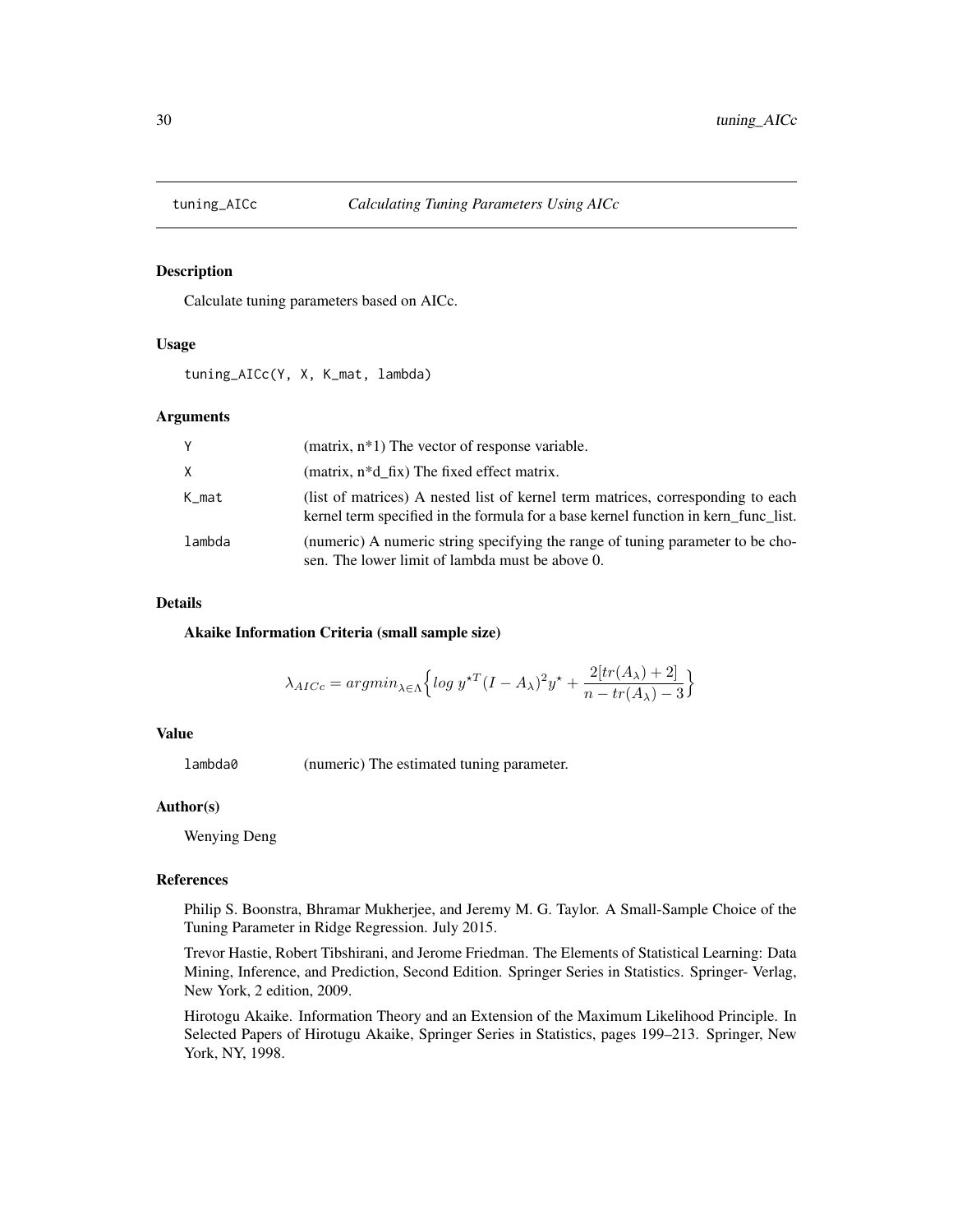## tuning_AICc *Calculating Tuning Parameters Using AICc*

### Description

Calculate tuning parameters based on AICc.

### Usage

```
tuning_AICc(Y, X, K_mat, lambda)
```

### Arguments

| | |
|---|---|
| Y | (matrix, n*1) The vector of response variable. |
| X | (matrix, n*d_fix) The fixed effect matrix. |
| K_mat | (list of matrices) A nested list of kernel term matrices, corresponding to each kernel term specified in the formula for a base kernel function in kern_func_list. |
| lambda | (numeric) A numeric string specifying the range of tuning parameter to be chosen. The lower limit of lambda must be above 0. |

### Details

**Akaike Information Criteria (small sample size)**

$$\lambda_{AICc} = argmin_{\lambda \in \Lambda} \Big\{ log\ y^{\star T}(I - A_\lambda)^2 y^\star + \frac{2[tr(A_\lambda) + 2]}{n - tr(A_\lambda) - 3} \Big\}$$

### Value

| | |
|---|---|
| lambda0 | (numeric) The estimated tuning parameter. |

### Author(s)

Wenying Deng

### References

Philip S. Boonstra, Bhramar Mukherjee, and Jeremy M. G. Taylor. A Small-Sample Choice of the Tuning Parameter in Ridge Regression. July 2015.

Trevor Hastie, Robert Tibshirani, and Jerome Friedman. The Elements of Statistical Learning: Data Mining, Inference, and Prediction, Second Edition. Springer Series in Statistics. Springer- Verlag, New York, 2 edition, 2009.

Hirotogu Akaike. Information Theory and an Extension of the Maximum Likelihood Principle. In Selected Papers of Hirotugu Akaike, Springer Series in Statistics, pages 199–213. Springer, New York, NY, 1998.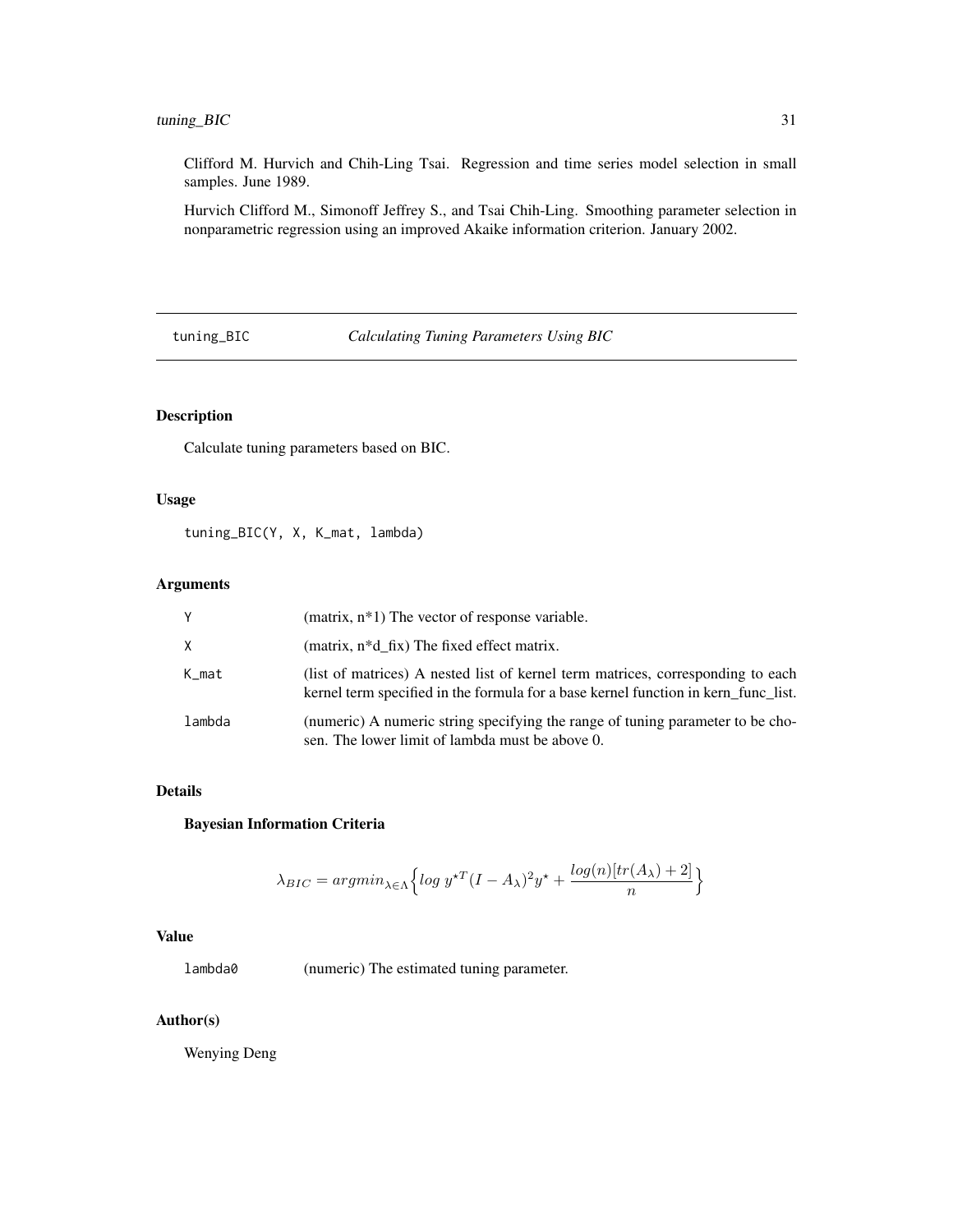Clifford M. Hurvich and Chih-Ling Tsai. Regression and time series model selection in small samples. June 1989.

Hurvich Clifford M., Simonoff Jeffrey S., and Tsai Chih-Ling. Smoothing parameter selection in nonparametric regression using an improved Akaike information criterion. January 2002.

---

## tuning_BIC *Calculating Tuning Parameters Using BIC*

---

### Description

Calculate tuning parameters based on BIC.

### Usage

```
tuning_BIC(Y, X, K_mat, lambda)
```

### Arguments

| | |
|---|---|
| Y | (matrix, n*1) The vector of response variable. |
| X | (matrix, n*d_fix) The fixed effect matrix. |
| K_mat | (list of matrices) A nested list of kernel term matrices, corresponding to each kernel term specified in the formula for a base kernel function in kern_func_list. |
| lambda | (numeric) A numeric string specifying the range of tuning parameter to be chosen. The lower limit of lambda must be above 0. |

### Details

**Bayesian Information Criteria**

$$\lambda_{BIC} = argmin_{\lambda \in \Lambda} \Big\{ log\ y^{\star T}(I - A_\lambda)^2 y^\star + \frac{log(n)[tr(A_\lambda) + 2]}{n} \Big\}$$

### Value

| | |
|---|---|
| lambda0 | (numeric) The estimated tuning parameter. |

### Author(s)

Wenying Deng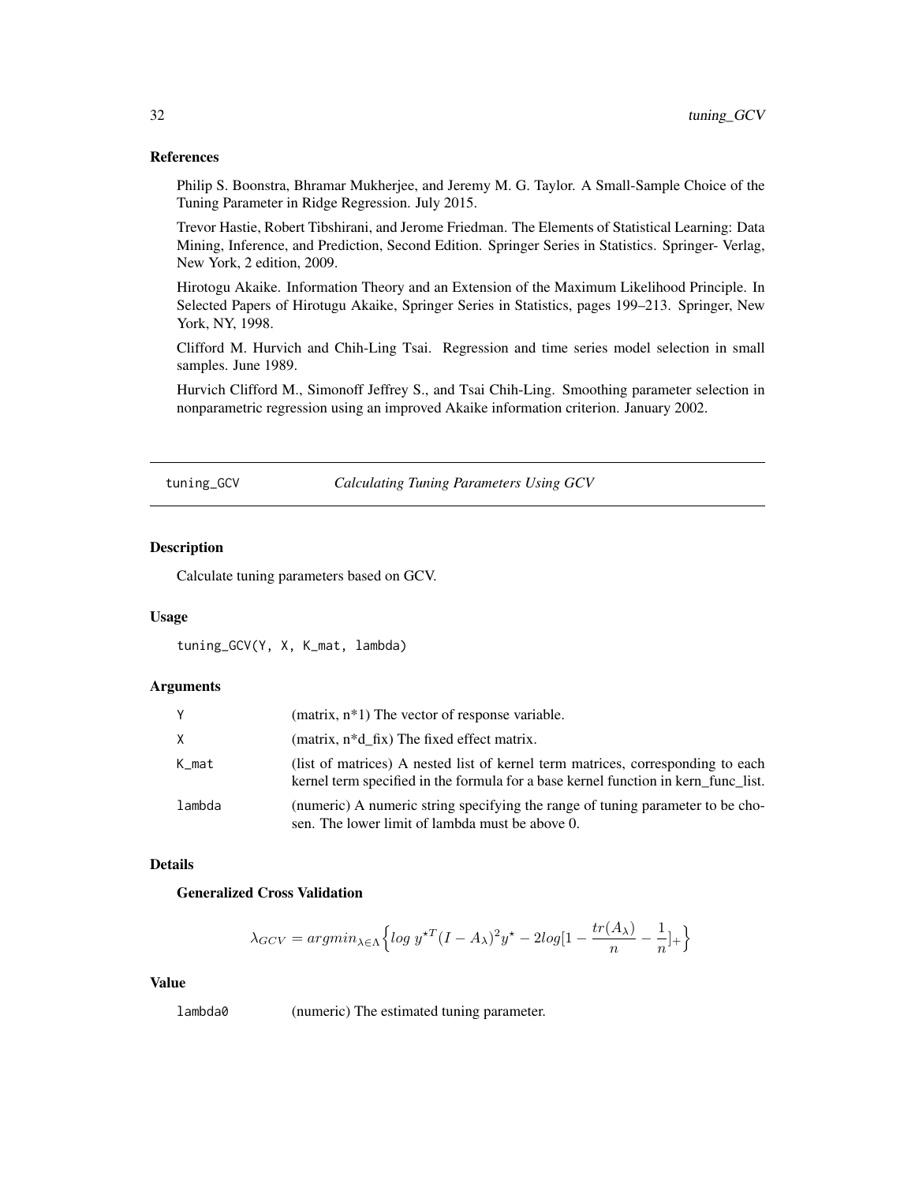## References

Philip S. Boonstra, Bhramar Mukherjee, and Jeremy M. G. Taylor. A Small-Sample Choice of the Tuning Parameter in Ridge Regression. July 2015.

Trevor Hastie, Robert Tibshirani, and Jerome Friedman. The Elements of Statistical Learning: Data Mining, Inference, and Prediction, Second Edition. Springer Series in Statistics. Springer- Verlag, New York, 2 edition, 2009.

Hirotogu Akaike. Information Theory and an Extension of the Maximum Likelihood Principle. In Selected Papers of Hirotugu Akaike, Springer Series in Statistics, pages 199–213. Springer, New York, NY, 1998.

Clifford M. Hurvich and Chih-Ling Tsai. Regression and time series model selection in small samples. June 1989.

Hurvich Clifford M., Simonoff Jeffrey S., and Tsai Chih-Ling. Smoothing parameter selection in nonparametric regression using an improved Akaike information criterion. January 2002.

---

# tuning_GCV *Calculating Tuning Parameters Using GCV*

---

## Description

Calculate tuning parameters based on GCV.

## Usage

```
tuning_GCV(Y, X, K_mat, lambda)
```

## Arguments

| | |
|---|---|
| Y | (matrix, n*1) The vector of response variable. |
| X | (matrix, n*d_fix) The fixed effect matrix. |
| K_mat | (list of matrices) A nested list of kernel term matrices, corresponding to each kernel term specified in the formula for a base kernel function in kern_func_list. |
| lambda | (numeric) A numeric string specifying the range of tuning parameter to be chosen. The lower limit of lambda must be above 0. |

## Details

**Generalized Cross Validation**

$$\lambda_{GCV} = argmin_{\lambda \in \Lambda} \Big\{ log\ y^{\star T}(I - A_\lambda)^2 y^\star - 2log[1 - \frac{tr(A_\lambda)}{n} - \frac{1}{n}]_+ \Big\}$$

## Value

| | |
|---|---|
| lambda0 | (numeric) The estimated tuning parameter. |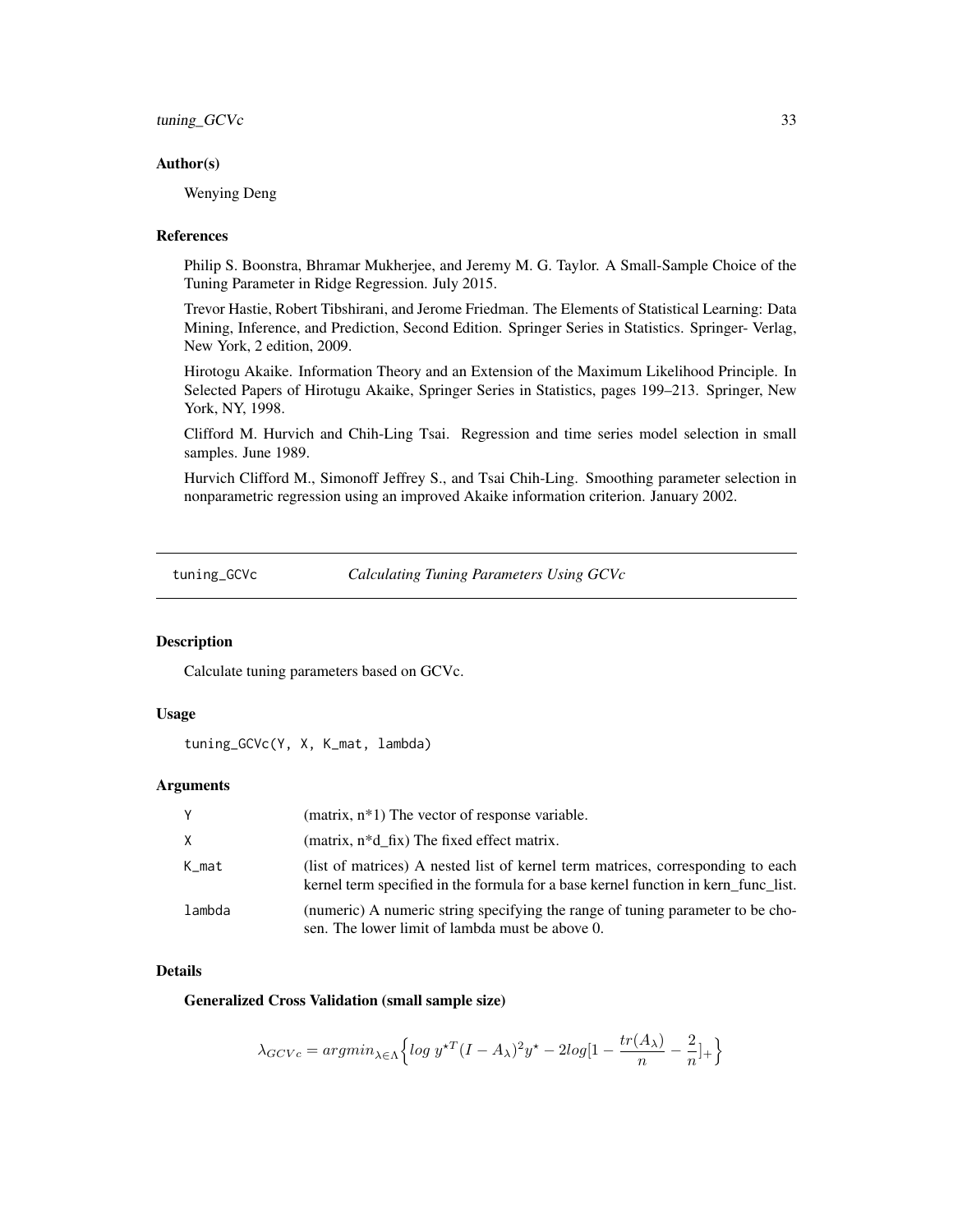### Author(s)

Wenying Deng

### References

Philip S. Boonstra, Bhramar Mukherjee, and Jeremy M. G. Taylor. A Small-Sample Choice of the Tuning Parameter in Ridge Regression. July 2015.

Trevor Hastie, Robert Tibshirani, and Jerome Friedman. The Elements of Statistical Learning: Data Mining, Inference, and Prediction, Second Edition. Springer Series in Statistics. Springer- Verlag, New York, 2 edition, 2009.

Hirotogu Akaike. Information Theory and an Extension of the Maximum Likelihood Principle. In Selected Papers of Hirotugu Akaike, Springer Series in Statistics, pages 199–213. Springer, New York, NY, 1998.

Clifford M. Hurvich and Chih-Ling Tsai. Regression and time series model selection in small samples. June 1989.

Hurvich Clifford M., Simonoff Jeffrey S., and Tsai Chih-Ling. Smoothing parameter selection in nonparametric regression using an improved Akaike information criterion. January 2002.

---

## tuning_GCVc — *Calculating Tuning Parameters Using GCVc*

### Description

Calculate tuning parameters based on GCVc.

### Usage

```
tuning_GCVc(Y, X, K_mat, lambda)
```

### Arguments

| | |
|---|---|
| Y | (matrix, n*1) The vector of response variable. |
| X | (matrix, n*d_fix) The fixed effect matrix. |
| K_mat | (list of matrices) A nested list of kernel term matrices, corresponding to each kernel term specified in the formula for a base kernel function in kern_func_list. |
| lambda | (numeric) A numeric string specifying the range of tuning parameter to be chosen. The lower limit of lambda must be above 0. |

### Details

**Generalized Cross Validation (small sample size)**

$$\lambda_{GCVc} = argmin_{\lambda \in \Lambda} \Big\{ log\ y^{\star T}(I - A_\lambda)^2 y^\star - 2log[1 - \frac{tr(A_\lambda)}{n} - \frac{2}{n}]_+ \Big\}$$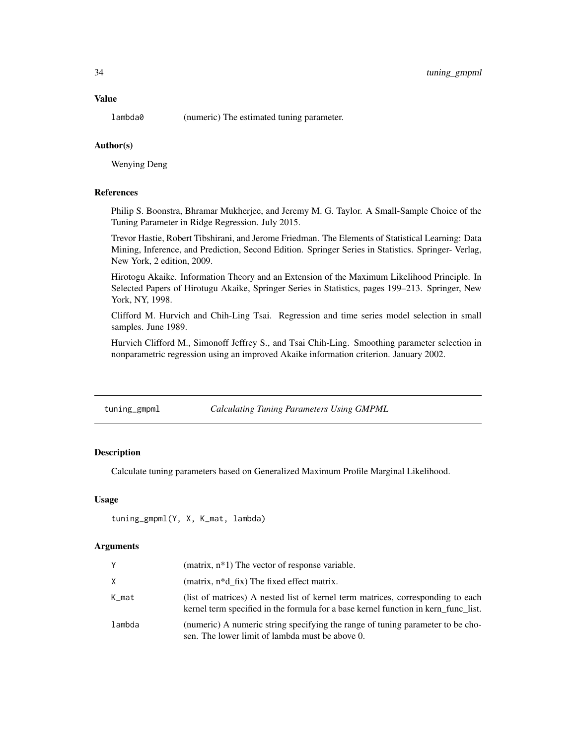### Value

| | |
|---|---|
| lambda0 | (numeric) The estimated tuning parameter. |

### Author(s)

Wenying Deng

### References

Philip S. Boonstra, Bhramar Mukherjee, and Jeremy M. G. Taylor. A Small-Sample Choice of the Tuning Parameter in Ridge Regression. July 2015.

Trevor Hastie, Robert Tibshirani, and Jerome Friedman. The Elements of Statistical Learning: Data Mining, Inference, and Prediction, Second Edition. Springer Series in Statistics. Springer- Verlag, New York, 2 edition, 2009.

Hirotogu Akaike. Information Theory and an Extension of the Maximum Likelihood Principle. In Selected Papers of Hirotugu Akaike, Springer Series in Statistics, pages 199–213. Springer, New York, NY, 1998.

Clifford M. Hurvich and Chih-Ling Tsai. Regression and time series model selection in small samples. June 1989.

Hurvich Clifford M., Simonoff Jeffrey S., and Tsai Chih-Ling. Smoothing parameter selection in nonparametric regression using an improved Akaike information criterion. January 2002.

---

## tuning_gmpml — *Calculating Tuning Parameters Using GMPML*

### Description

Calculate tuning parameters based on Generalized Maximum Profile Marginal Likelihood.

### Usage

```
tuning_gmpml(Y, X, K_mat, lambda)
```

### Arguments

| | |
|---|---|
| Y | (matrix, n*1) The vector of response variable. |
| X | (matrix, n*d_fix) The fixed effect matrix. |
| K_mat | (list of matrices) A nested list of kernel term matrices, corresponding to each kernel term specified in the formula for a base kernel function in kern_func_list. |
| lambda | (numeric) A numeric string specifying the range of tuning parameter to be chosen. The lower limit of lambda must be above 0. |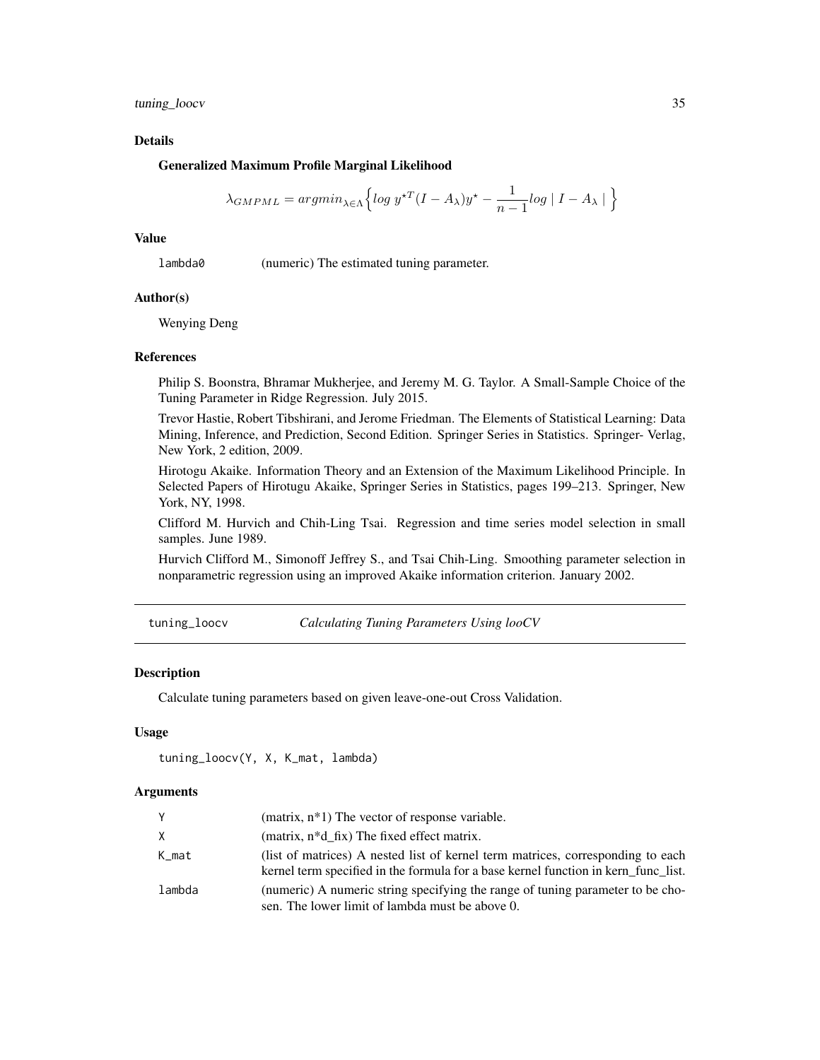### Details

**Generalized Maximum Profile Marginal Likelihood**

$$\lambda_{GMPML} = argmin_{\lambda \in \Lambda} \Big\{ log\ y^{\star T}(I - A_\lambda)y^\star - \frac{1}{n-1} log \mid I - A_\lambda \mid \Big\}$$

### Value

lambda0 (numeric) The estimated tuning parameter.

### Author(s)

Wenying Deng

### References

Philip S. Boonstra, Bhramar Mukherjee, and Jeremy M. G. Taylor. A Small-Sample Choice of the Tuning Parameter in Ridge Regression. July 2015.

Trevor Hastie, Robert Tibshirani, and Jerome Friedman. The Elements of Statistical Learning: Data Mining, Inference, and Prediction, Second Edition. Springer Series in Statistics. Springer- Verlag, New York, 2 edition, 2009.

Hirotogu Akaike. Information Theory and an Extension of the Maximum Likelihood Principle. In Selected Papers of Hirotugu Akaike, Springer Series in Statistics, pages 199–213. Springer, New York, NY, 1998.

Clifford M. Hurvich and Chih-Ling Tsai. Regression and time series model selection in small samples. June 1989.

Hurvich Clifford M., Simonoff Jeffrey S., and Tsai Chih-Ling. Smoothing parameter selection in nonparametric regression using an improved Akaike information criterion. January 2002.

---

## tuning_loocv — *Calculating Tuning Parameters Using looCV*

### Description

Calculate tuning parameters based on given leave-one-out Cross Validation.

### Usage

```
tuning_loocv(Y, X, K_mat, lambda)
```

### Arguments

| | |
|---|---|
| Y | (matrix, n*1) The vector of response variable. |
| X | (matrix, n*d_fix) The fixed effect matrix. |
| K_mat | (list of matrices) A nested list of kernel term matrices, corresponding to each kernel term specified in the formula for a base kernel function in kern_func_list. |
| lambda | (numeric) A numeric string specifying the range of tuning parameter to be chosen. The lower limit of lambda must be above 0. |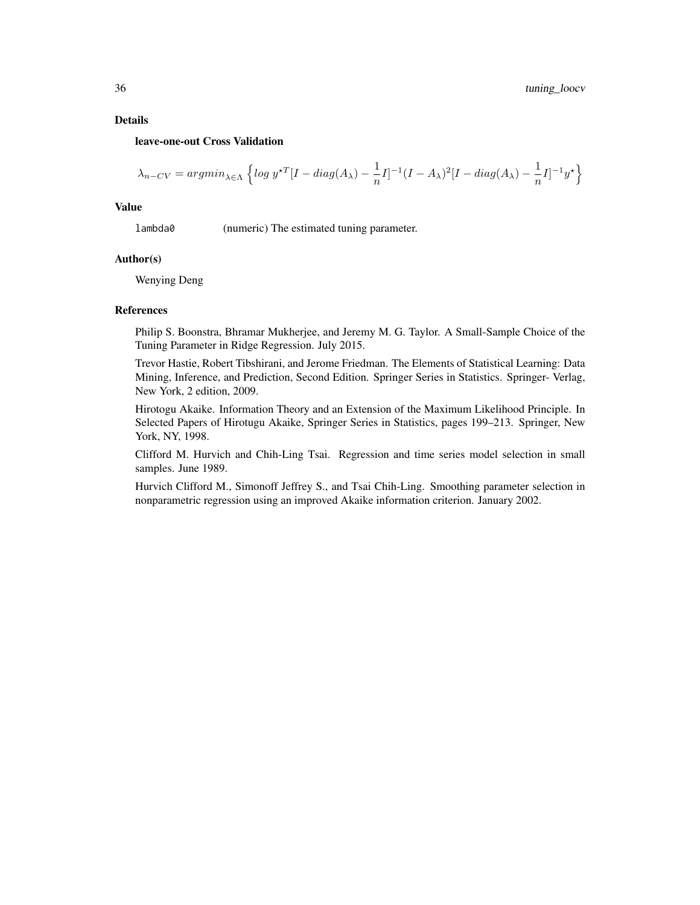## Details

**leave-one-out Cross Validation**

$$\lambda_{n-CV} = argmin_{\lambda \in \Lambda} \left\{ log \; y^{\star T}[I - diag(A_\lambda) - \frac{1}{n}I]^{-1}(I - A_\lambda)^2[I - diag(A_\lambda) - \frac{1}{n}I]^{-1}y^\star \right\}$$

## Value

`lambda0` (numeric) The estimated tuning parameter.

## Author(s)

Wenying Deng

## References

Philip S. Boonstra, Bhramar Mukherjee, and Jeremy M. G. Taylor. A Small-Sample Choice of the Tuning Parameter in Ridge Regression. July 2015.

Trevor Hastie, Robert Tibshirani, and Jerome Friedman. The Elements of Statistical Learning: Data Mining, Inference, and Prediction, Second Edition. Springer Series in Statistics. Springer- Verlag, New York, 2 edition, 2009.

Hirotogu Akaike. Information Theory and an Extension of the Maximum Likelihood Principle. In Selected Papers of Hirotugu Akaike, Springer Series in Statistics, pages 199–213. Springer, New York, NY, 1998.

Clifford M. Hurvich and Chih-Ling Tsai. Regression and time series model selection in small samples. June 1989.

Hurvich Clifford M., Simonoff Jeffrey S., and Tsai Chih-Ling. Smoothing parameter selection in nonparametric regression using an improved Akaike information criterion. January 2002.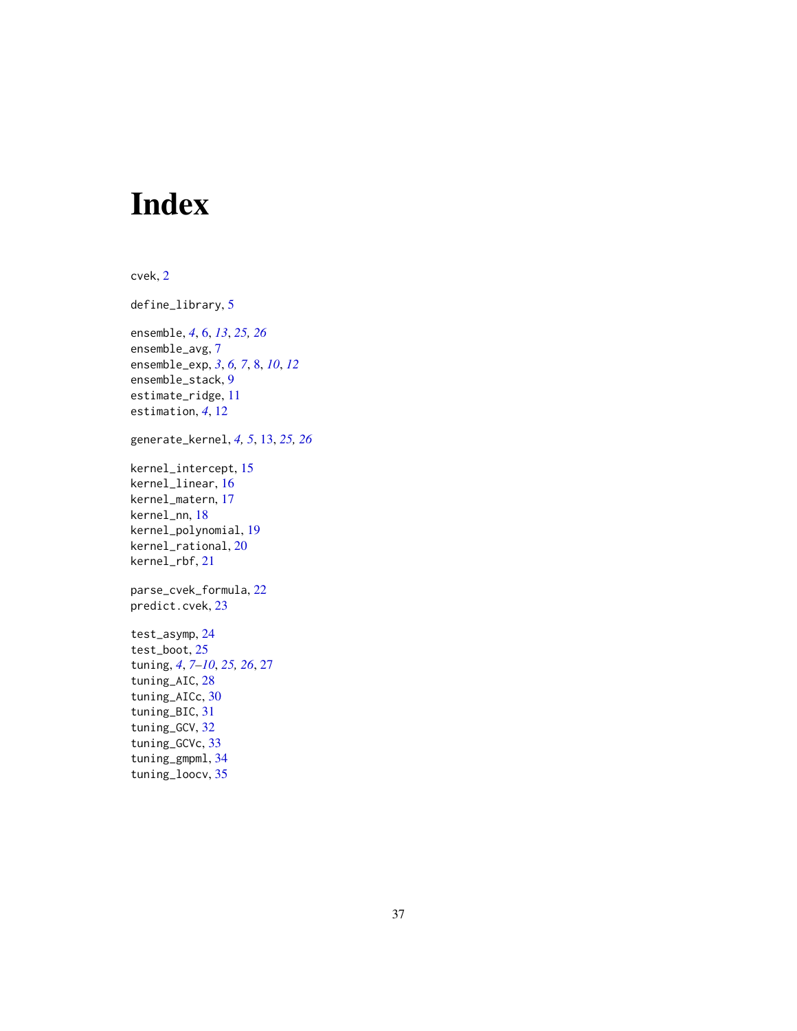# Index

cvek, 2

define_library, 5

ensemble, *4*, 6, *13*, *25, 26*
ensemble_avg, 7
ensemble_exp, *3*, *6, 7*, 8, *10*, *12*
ensemble_stack, 9
estimate_ridge, 11
estimation, *4*, 12

generate_kernel, *4, 5*, 13, *25, 26*

kernel_intercept, 15
kernel_linear, 16
kernel_matern, 17
kernel_nn, 18
kernel_polynomial, 19
kernel_rational, 20
kernel_rbf, 21

parse_cvek_formula, 22
predict.cvek, 23

test_asymp, 24
test_boot, 25
tuning, *4*, *7–10*, *25, 26*, 27
tuning_AIC, 28
tuning_AICc, 30
tuning_BIC, 31
tuning_GCV, 32
tuning_GCVc, 33
tuning_gmpml, 34
tuning_loocv, 35